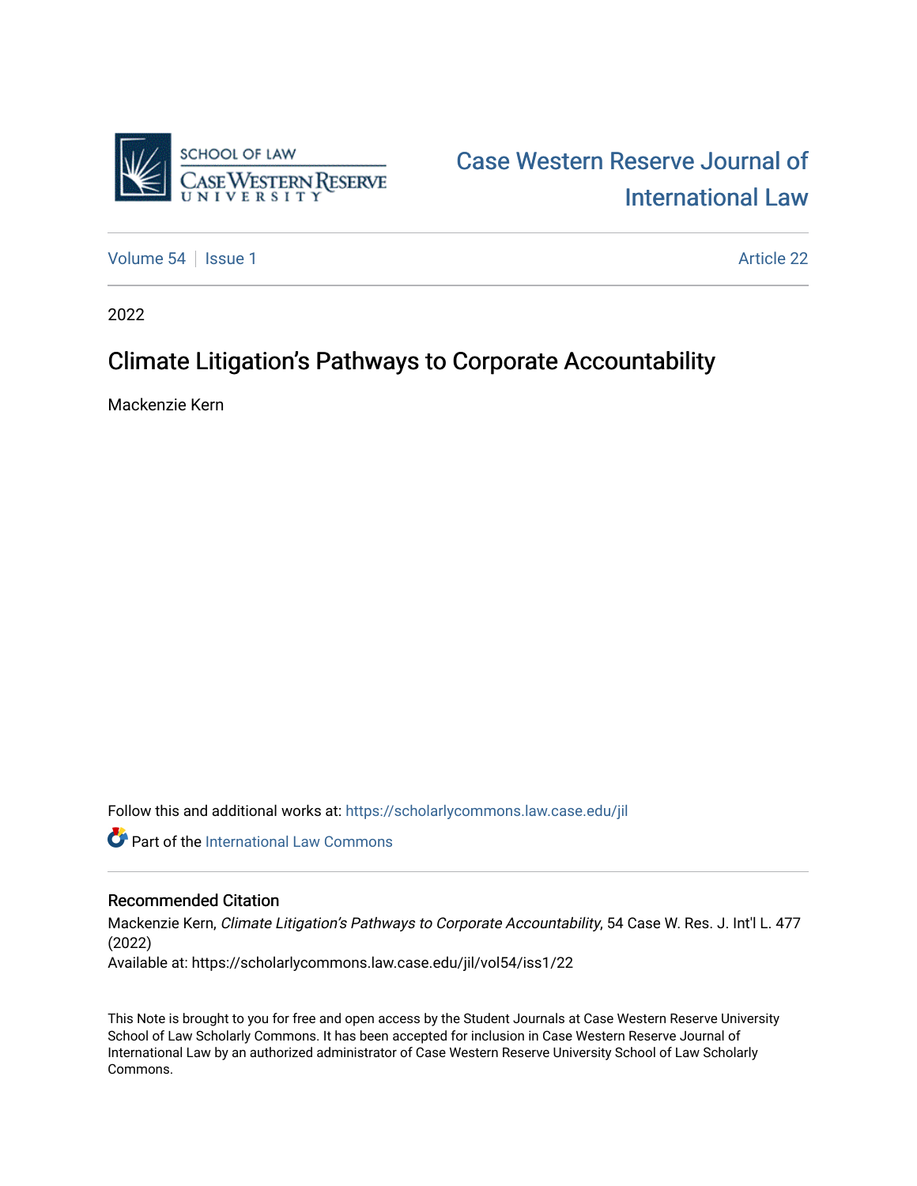Case Western Reserve Journal of International Law

Volume 54 | Issue 1 | Article 22

2022

# Climate Litigation's Pathways to Corporate Accountability

Mackenzie Kern

Follow this and additional works at: https://scholarlycommons.law.case.edu/jil

Part of the International Law Commons

## Recommended Citation

Mackenzie Kern, *Climate Litigation's Pathways to Corporate Accountability*, 54 Case W. Res. J. Int'l L. 477 (2022)

Available at: https://scholarlycommons.law.case.edu/jil/vol54/iss1/22

This Note is brought to you for free and open access by the Student Journals at Case Western Reserve University School of Law Scholarly Commons. It has been accepted for inclusion in Case Western Reserve Journal of International Law by an authorized administrator of Case Western Reserve University School of Law Scholarly Commons.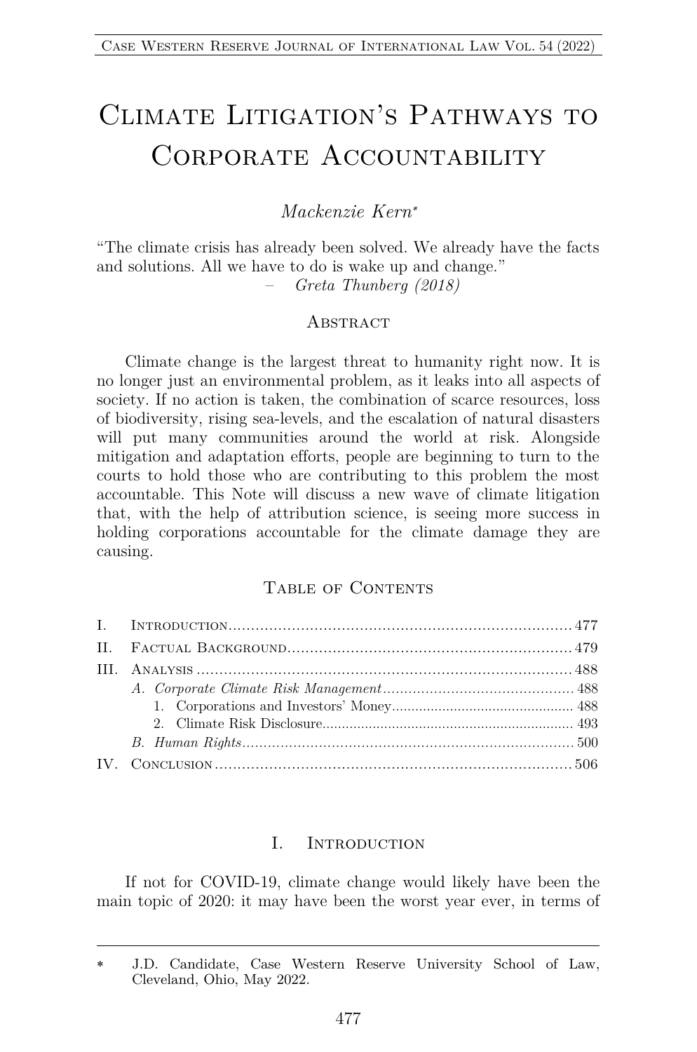# Climate Litigation's Pathways to Corporate Accountability

*Mackenzie Kern*[*]

"The climate crisis has already been solved. We already have the facts and solutions. All we have to do is wake up and change."
– *Greta Thunberg (2018)*

## Abstract

Climate change is the largest threat to humanity right now. It is no longer just an environmental problem, as it leaks into all aspects of society. If no action is taken, the combination of scarce resources, loss of biodiversity, rising sea-levels, and the escalation of natural disasters will put many communities around the world at risk. Alongside mitigation and adaptation efforts, people are beginning to turn to the courts to hold those who are contributing to this problem the most accountable. This Note will discuss a new wave of climate litigation that, with the help of attribution science, is seeing more success in holding corporations accountable for the climate damage they are causing.

## Table of Contents

I. Introduction .......... 477
II. Factual Background .......... 479
III. Analysis .......... 488
  A. *Corporate Climate Risk Management* .......... 488
    1. Corporations and Investors' Money .......... 488
    2. Climate Risk Disclosure .......... 493
  B. *Human Rights* .......... 500
IV. Conclusion .......... 506

## I. Introduction

If not for COVID-19, climate change would likely have been the main topic of 2020: it may have been the worst year ever, in terms of

---

[*] J.D. Candidate, Case Western Reserve University School of Law, Cleveland, Ohio, May 2022.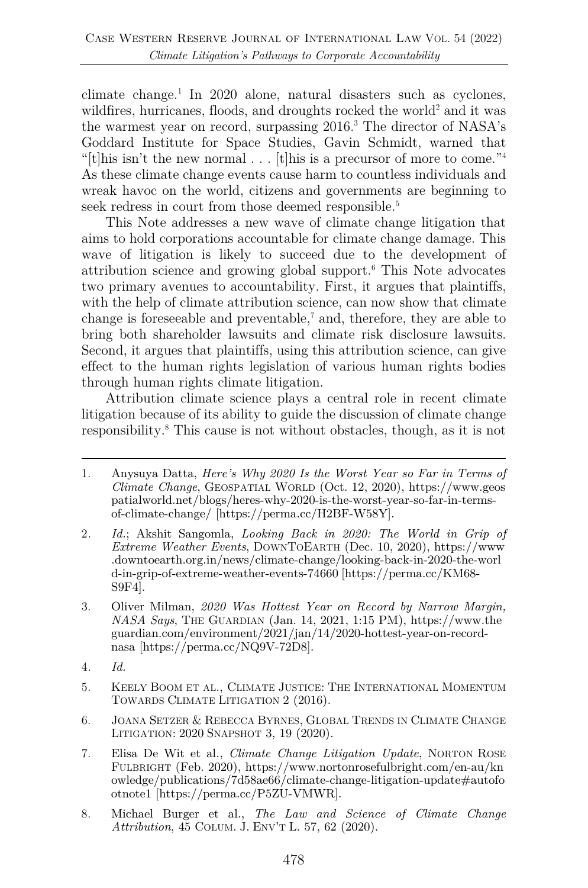climate change.[1] In 2020 alone, natural disasters such as cyclones, wildfires, hurricanes, floods, and droughts rocked the world[2] and it was the warmest year on record, surpassing 2016.[3] The director of NASA's Goddard Institute for Space Studies, Gavin Schmidt, warned that "[t]his isn't the new normal . . . [t]his is a precursor of more to come."[4] As these climate change events cause harm to countless individuals and wreak havoc on the world, citizens and governments are beginning to seek redress in court from those deemed responsible.[5]

This Note addresses a new wave of climate change litigation that aims to hold corporations accountable for climate change damage. This wave of litigation is likely to succeed due to the development of attribution science and growing global support.[6] This Note advocates two primary avenues to accountability. First, it argues that plaintiffs, with the help of climate attribution science, can now show that climate change is foreseeable and preventable,[7] and, therefore, they are able to bring both shareholder lawsuits and climate risk disclosure lawsuits. Second, it argues that plaintiffs, using this attribution science, can give effect to the human rights legislation of various human rights bodies through human rights climate litigation.

Attribution climate science plays a central role in recent climate litigation because of its ability to guide the discussion of climate change responsibility.[8] This cause is not without obstacles, though, as it is not

---

1. Anysuya Datta, *Here's Why 2020 Is the Worst Year so Far in Terms of Climate Change*, GEOSPATIAL WORLD (Oct. 12, 2020), https://www.geospatialworld.net/blogs/heres-why-2020-is-the-worst-year-so-far-in-terms-of-climate-change/ [https://perma.cc/H2BF-W58Y].

2. *Id.*; Akshit Sangomla, *Looking Back in 2020: The World in Grip of Extreme Weather Events*, DOWNTOEARTH (Dec. 10, 2020), https://www.downtoearth.org.in/news/climate-change/looking-back-in-2020-the-world-in-grip-of-extreme-weather-events-74660 [https://perma.cc/KM68-S9F4].

3. Oliver Milman, *2020 Was Hottest Year on Record by Narrow Margin, NASA Says*, THE GUARDIAN (Jan. 14, 2021, 1:15 PM), https://www.theguardian.com/environment/2021/jan/14/2020-hottest-year-on-record-nasa [https://perma.cc/NQ9V-72D8].

4. *Id.*

5. KEELY BOOM ET AL., CLIMATE JUSTICE: THE INTERNATIONAL MOMENTUM TOWARDS CLIMATE LITIGATION 2 (2016).

6. JOANA SETZER & REBECCA BYRNES, GLOBAL TRENDS IN CLIMATE CHANGE LITIGATION: 2020 SNAPSHOT 3, 19 (2020).

7. Elisa De Wit et al., *Climate Change Litigation Update*, NORTON ROSE FULBRIGHT (Feb. 2020), https://www.nortonrosefulbright.com/en-au/knowledge/publications/7d58ae66/climate-change-litigation-update#autofootnote1 [https://perma.cc/P5ZU-VMWR].

8. Michael Burger et al., *The Law and Science of Climate Change Attribution*, 45 COLUM. J. ENV'T L. 57, 62 (2020).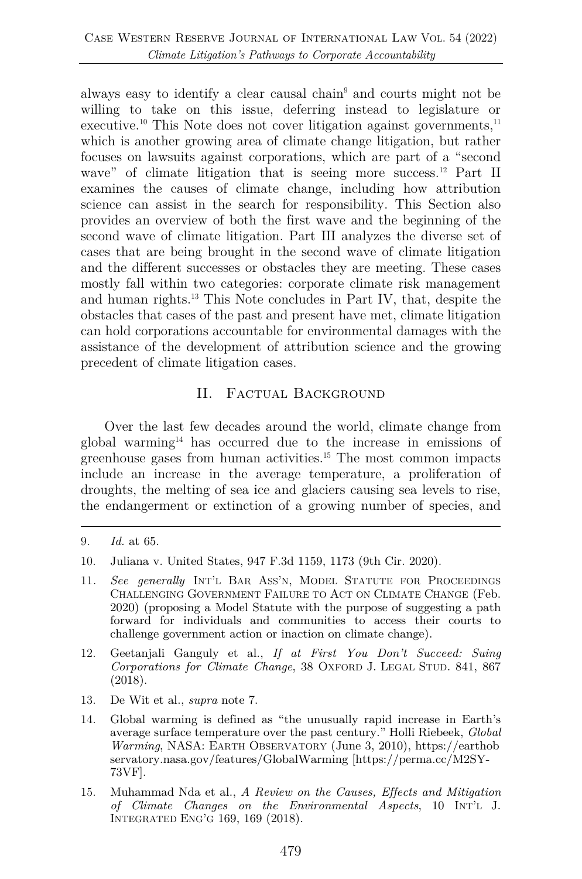always easy to identify a clear causal chain[9] and courts might not be willing to take on this issue, deferring instead to legislature or executive.[10] This Note does not cover litigation against governments,[11] which is another growing area of climate change litigation, but rather focuses on lawsuits against corporations, which are part of a "second wave" of climate litigation that is seeing more success.[12] Part II examines the causes of climate change, including how attribution science can assist in the search for responsibility. This Section also provides an overview of both the first wave and the beginning of the second wave of climate litigation. Part III analyzes the diverse set of cases that are being brought in the second wave of climate litigation and the different successes or obstacles they are meeting. These cases mostly fall within two categories: corporate climate risk management and human rights.[13] This Note concludes in Part IV, that, despite the obstacles that cases of the past and present have met, climate litigation can hold corporations accountable for environmental damages with the assistance of the development of attribution science and the growing precedent of climate litigation cases.

## II. Factual Background

Over the last few decades around the world, climate change from global warming[14] has occurred due to the increase in emissions of greenhouse gases from human activities.[15] The most common impacts include an increase in the average temperature, a proliferation of droughts, the melting of sea ice and glaciers causing sea levels to rise, the endangerment or extinction of a growing number of species, and

---

9. *Id.* at 65.

10. Juliana v. United States, 947 F.3d 1159, 1173 (9th Cir. 2020).

11. *See generally* Int'l Bar Ass'n, Model Statute for Proceedings Challenging Government Failure to Act on Climate Change (Feb. 2020) (proposing a Model Statute with the purpose of suggesting a path forward for individuals and communities to access their courts to challenge government action or inaction on climate change).

12. Geetanjali Ganguly et al., *If at First You Don't Succeed: Suing Corporations for Climate Change*, 38 Oxford J. Legal Stud. 841, 867 (2018).

13. De Wit et al., *supra* note 7.

14. Global warming is defined as "the unusually rapid increase in Earth's average surface temperature over the past century." Holli Riebeek, *Global Warming*, NASA: Earth Observatory (June 3, 2010), https://earthobservatory.nasa.gov/features/GlobalWarming [https://perma.cc/M2SY-73VF].

15. Muhammad Nda et al., *A Review on the Causes, Effects and Mitigation of Climate Changes on the Environmental Aspects*, 10 Int'l J. Integrated Eng'g 169, 169 (2018).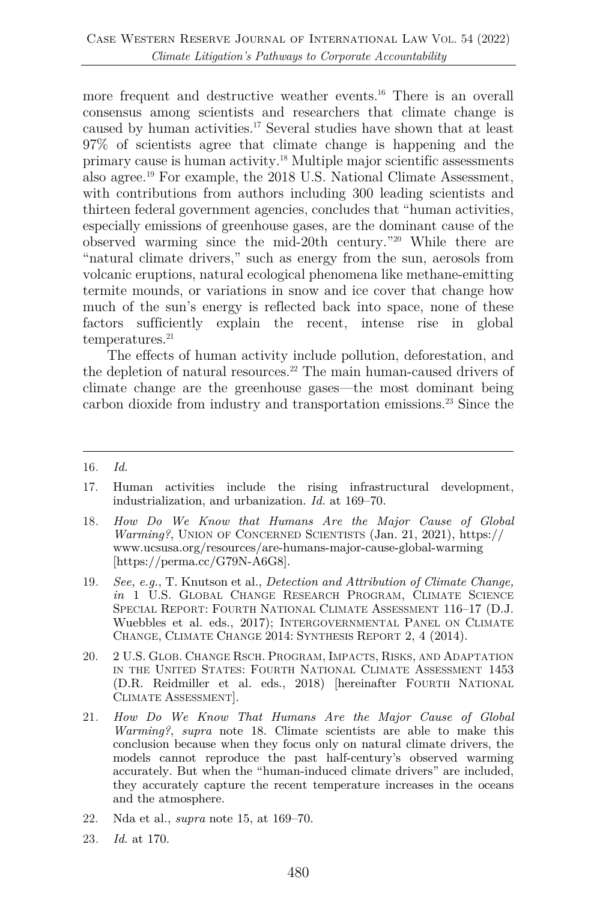more frequent and destructive weather events.[16] There is an overall consensus among scientists and researchers that climate change is caused by human activities.[17] Several studies have shown that at least 97% of scientists agree that climate change is happening and the primary cause is human activity.[18] Multiple major scientific assessments also agree.[19] For example, the 2018 U.S. National Climate Assessment, with contributions from authors including 300 leading scientists and thirteen federal government agencies, concludes that "human activities, especially emissions of greenhouse gases, are the dominant cause of the observed warming since the mid-20th century."[20] While there are "natural climate drivers," such as energy from the sun, aerosols from volcanic eruptions, natural ecological phenomena like methane-emitting termite mounds, or variations in snow and ice cover that change how much of the sun's energy is reflected back into space, none of these factors sufficiently explain the recent, intense rise in global temperatures.[21]

The effects of human activity include pollution, deforestation, and the depletion of natural resources.[22] The main human-caused drivers of climate change are the greenhouse gases—the most dominant being carbon dioxide from industry and transportation emissions.[23] Since the

---

16. *Id.*

17. Human activities include the rising infrastructural development, industrialization, and urbanization. *Id.* at 169–70.

18. *How Do We Know that Humans Are the Major Cause of Global Warming?*, UNION OF CONCERNED SCIENTISTS (Jan. 21, 2021), https://www.ucsusa.org/resources/are-humans-major-cause-global-warming [https://perma.cc/G79N-A6G8].

19. *See, e.g.*, T. Knutson et al., *Detection and Attribution of Climate Change, in* 1 U.S. GLOBAL CHANGE RESEARCH PROGRAM, CLIMATE SCIENCE SPECIAL REPORT: FOURTH NATIONAL CLIMATE ASSESSMENT 116–17 (D.J. Wuebbles et al. eds., 2017); INTERGOVERNMENTAL PANEL ON CLIMATE CHANGE, CLIMATE CHANGE 2014: SYNTHESIS REPORT 2, 4 (2014).

20. 2 U.S. GLOB. CHANGE RSCH. PROGRAM, IMPACTS, RISKS, AND ADAPTATION IN THE UNITED STATES: FOURTH NATIONAL CLIMATE ASSESSMENT 1453 (D.R. Reidmiller et al. eds., 2018) [hereinafter FOURTH NATIONAL CLIMATE ASSESSMENT].

21. *How Do We Know That Humans Are the Major Cause of Global Warming?*, *supra* note 18. Climate scientists are able to make this conclusion because when they focus only on natural climate drivers, the models cannot reproduce the past half-century's observed warming accurately. But when the "human-induced climate drivers" are included, they accurately capture the recent temperature increases in the oceans and the atmosphere.

22. Nda et al., *supra* note 15, at 169–70.

23. *Id.* at 170.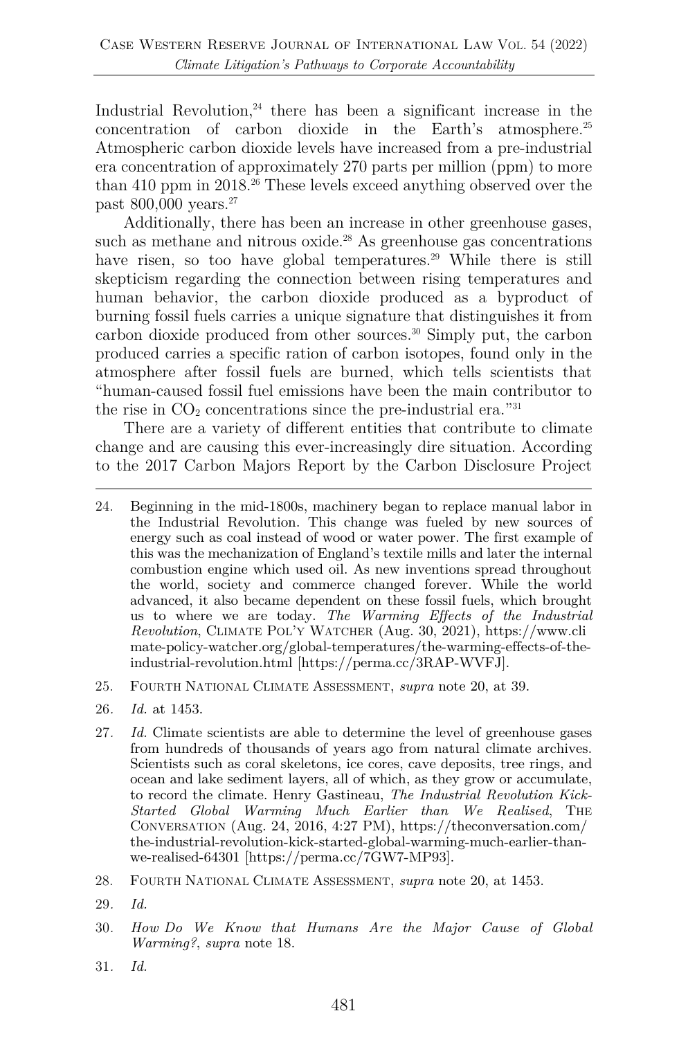Industrial Revolution,[24] there has been a significant increase in the concentration of carbon dioxide in the Earth's atmosphere.[25] Atmospheric carbon dioxide levels have increased from a pre-industrial era concentration of approximately 270 parts per million (ppm) to more than 410 ppm in 2018.[26] These levels exceed anything observed over the past 800,000 years.[27]

Additionally, there has been an increase in other greenhouse gases, such as methane and nitrous oxide.[28] As greenhouse gas concentrations have risen, so too have global temperatures.[29] While there is still skepticism regarding the connection between rising temperatures and human behavior, the carbon dioxide produced as a byproduct of burning fossil fuels carries a unique signature that distinguishes it from carbon dioxide produced from other sources.[30] Simply put, the carbon produced carries a specific ration of carbon isotopes, found only in the atmosphere after fossil fuels are burned, which tells scientists that "human-caused fossil fuel emissions have been the main contributor to the rise in $CO_2$ concentrations since the pre-industrial era."[31]

There are a variety of different entities that contribute to climate change and are causing this ever-increasingly dire situation. According to the 2017 Carbon Majors Report by the Carbon Disclosure Project

---

24. Beginning in the mid-1800s, machinery began to replace manual labor in the Industrial Revolution. This change was fueled by new sources of energy such as coal instead of wood or water power. The first example of this was the mechanization of England's textile mills and later the internal combustion engine which used oil. As new inventions spread throughout the world, society and commerce changed forever. While the world advanced, it also became dependent on these fossil fuels, which brought us to where we are today. *The Warming Effects of the Industrial Revolution*, CLIMATE POL'Y WATCHER (Aug. 30, 2021), https://www.climate-policy-watcher.org/global-temperatures/the-warming-effects-of-the-industrial-revolution.html [https://perma.cc/3RAP-WVFJ].

25. FOURTH NATIONAL CLIMATE ASSESSMENT, *supra* note 20, at 39.

26. *Id.* at 1453.

27. *Id.* Climate scientists are able to determine the level of greenhouse gases from hundreds of thousands of years ago from natural climate archives. Scientists such as coral skeletons, ice cores, cave deposits, tree rings, and ocean and lake sediment layers, all of which, as they grow or accumulate, to record the climate. Henry Gastineau, *The Industrial Revolution Kick-Started Global Warming Much Earlier than We Realised*, THE CONVERSATION (Aug. 24, 2016, 4:27 PM), https://theconversation.com/the-industrial-revolution-kick-started-global-warming-much-earlier-than-we-realised-64301 [https://perma.cc/7GW7-MP93].

28. FOURTH NATIONAL CLIMATE ASSESSMENT, *supra* note 20, at 1453.

29. *Id.*

30. *How Do We Know that Humans Are the Major Cause of Global Warming?*, *supra* note 18.

31. *Id.*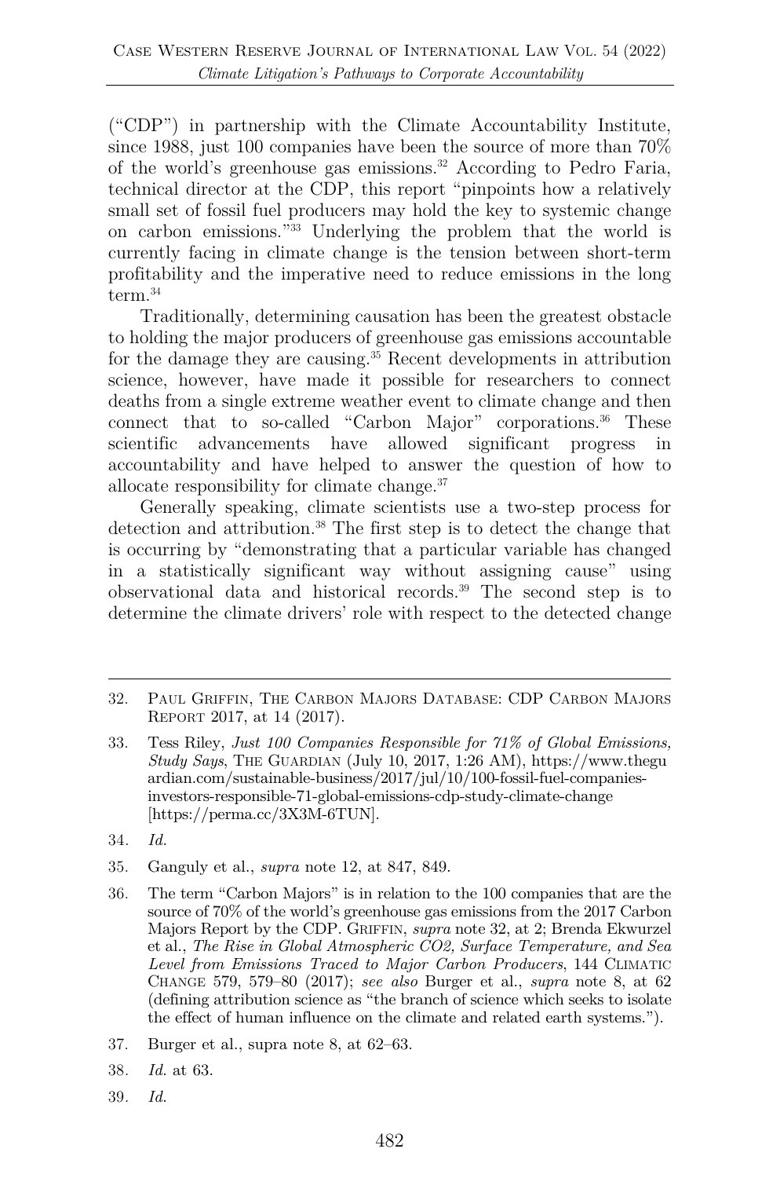("CDP") in partnership with the Climate Accountability Institute, since 1988, just 100 companies have been the source of more than 70% of the world's greenhouse gas emissions.[32] According to Pedro Faria, technical director at the CDP, this report "pinpoints how a relatively small set of fossil fuel producers may hold the key to systemic change on carbon emissions."[33] Underlying the problem that the world is currently facing in climate change is the tension between short-term profitability and the imperative need to reduce emissions in the long term.[34]

Traditionally, determining causation has been the greatest obstacle to holding the major producers of greenhouse gas emissions accountable for the damage they are causing.[35] Recent developments in attribution science, however, have made it possible for researchers to connect deaths from a single extreme weather event to climate change and then connect that to so-called "Carbon Major" corporations.[36] These scientific advancements have allowed significant progress in accountability and have helped to answer the question of how to allocate responsibility for climate change.[37]

Generally speaking, climate scientists use a two-step process for detection and attribution.[38] The first step is to detect the change that is occurring by "demonstrating that a particular variable has changed in a statistically significant way without assigning cause" using observational data and historical records.[39] The second step is to determine the climate drivers' role with respect to the detected change

---

32. Paul Griffin, The Carbon Majors Database: CDP Carbon Majors Report 2017, at 14 (2017).

33. Tess Riley, *Just 100 Companies Responsible for 71% of Global Emissions, Study Says*, The Guardian (July 10, 2017, 1:26 AM), https://www.theguardian.com/sustainable-business/2017/jul/10/100-fossil-fuel-companies-investors-responsible-71-global-emissions-cdp-study-climate-change [https://perma.cc/3X3M-6TUN].

34. *Id.*

35. Ganguly et al., *supra* note 12, at 847, 849.

36. The term "Carbon Majors" is in relation to the 100 companies that are the source of 70% of the world's greenhouse gas emissions from the 2017 Carbon Majors Report by the CDP. Griffin, *supra* note 32, at 2; Brenda Ekwurzel et al., *The Rise in Global Atmospheric CO2, Surface Temperature, and Sea Level from Emissions Traced to Major Carbon Producers*, 144 Climatic Change 579, 579–80 (2017); *see also* Burger et al., *supra* note 8, at 62 (defining attribution science as "the branch of science which seeks to isolate the effect of human influence on the climate and related earth systems.").

37. Burger et al., supra note 8, at 62–63.

38. *Id.* at 63.

39. *Id.*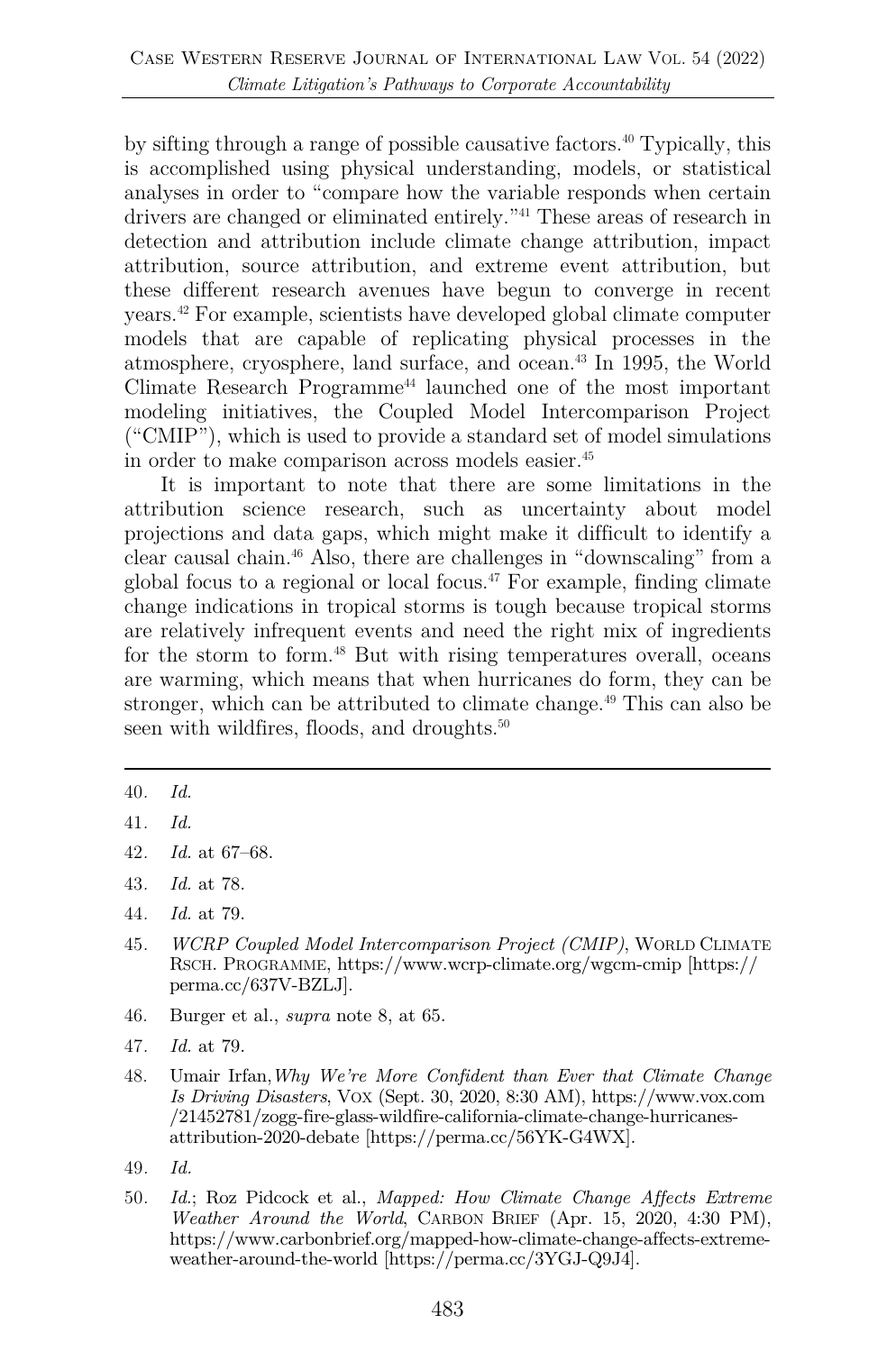by sifting through a range of possible causative factors.[40] Typically, this is accomplished using physical understanding, models, or statistical analyses in order to "compare how the variable responds when certain drivers are changed or eliminated entirely."[41] These areas of research in detection and attribution include climate change attribution, impact attribution, source attribution, and extreme event attribution, but these different research avenues have begun to converge in recent years.[42] For example, scientists have developed global climate computer models that are capable of replicating physical processes in the atmosphere, cryosphere, land surface, and ocean.[43] In 1995, the World Climate Research Programme[44] launched one of the most important modeling initiatives, the Coupled Model Intercomparison Project ("CMIP"), which is used to provide a standard set of model simulations in order to make comparison across models easier.[45]

It is important to note that there are some limitations in the attribution science research, such as uncertainty about model projections and data gaps, which might make it difficult to identify a clear causal chain.[46] Also, there are challenges in "downscaling" from a global focus to a regional or local focus.[47] For example, finding climate change indications in tropical storms is tough because tropical storms are relatively infrequent events and need the right mix of ingredients for the storm to form.[48] But with rising temperatures overall, oceans are warming, which means that when hurricanes do form, they can be stronger, which can be attributed to climate change.[49] This can also be seen with wildfires, floods, and droughts.[50]

---

40. *Id.*

41. *Id.*

42. *Id.* at 67–68.

43. *Id.* at 78.

44. *Id.* at 79.

45. *WCRP Coupled Model Intercomparison Project (CMIP)*, WORLD CLIMATE RSCH. PROGRAMME, https://www.wcrp-climate.org/wgcm-cmip [https://perma.cc/637V-BZLJ].

46. Burger et al., *supra* note 8, at 65.

47. *Id.* at 79.

48. Umair Irfan, *Why We're More Confident than Ever that Climate Change Is Driving Disasters*, VOX (Sept. 30, 2020, 8:30 AM), https://www.vox.com/21452781/zogg-fire-glass-wildfire-california-climate-change-hurricanes-attribution-2020-debate [https://perma.cc/56YK-G4WX].

49. *Id.*

50. *Id.*; Roz Pidcock et al., *Mapped: How Climate Change Affects Extreme Weather Around the World*, CARBON BRIEF (Apr. 15, 2020, 4:30 PM), https://www.carbonbrief.org/mapped-how-climate-change-affects-extreme-weather-around-the-world [https://perma.cc/3YGJ-Q9J4].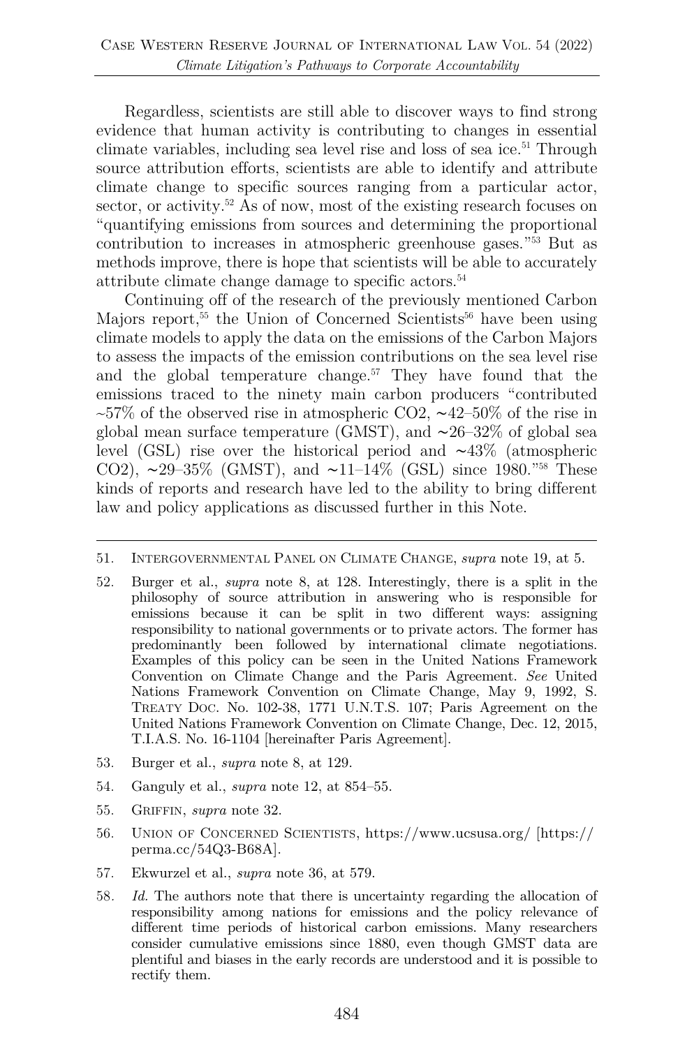Regardless, scientists are still able to discover ways to find strong evidence that human activity is contributing to changes in essential climate variables, including sea level rise and loss of sea ice.[51] Through source attribution efforts, scientists are able to identify and attribute climate change to specific sources ranging from a particular actor, sector, or activity.[52] As of now, most of the existing research focuses on "quantifying emissions from sources and determining the proportional contribution to increases in atmospheric greenhouse gases."[53] But as methods improve, there is hope that scientists will be able to accurately attribute climate change damage to specific actors.[54]

Continuing off of the research of the previously mentioned Carbon Majors report,[55] the Union of Concerned Scientists[56] have been using climate models to apply the data on the emissions of the Carbon Majors to assess the impacts of the emission contributions on the sea level rise and the global temperature change.[57] They have found that the emissions traced to the ninety main carbon producers "contributed ~57% of the observed rise in atmospheric $CO_2$, ∼42–50% of the rise in global mean surface temperature (GMST), and ∼26–32% of global sea level (GSL) rise over the historical period and ∼43% (atmospheric $CO_2$), ∼29–35% (GMST), and ∼11–14% (GSL) since 1980."[58] These kinds of reports and research have led to the ability to bring different law and policy applications as discussed further in this Note.

---

51. Intergovernmental Panel on Climate Change, *supra* note 19, at 5.

52. Burger et al., *supra* note 8, at 128. Interestingly, there is a split in the philosophy of source attribution in answering who is responsible for emissions because it can be split in two different ways: assigning responsibility to national governments or to private actors. The former has predominantly been followed by international climate negotiations. Examples of this policy can be seen in the United Nations Framework Convention on Climate Change and the Paris Agreement. *See* United Nations Framework Convention on Climate Change, May 9, 1992, S. Treaty Doc. No. 102-38, 1771 U.N.T.S. 107; Paris Agreement on the United Nations Framework Convention on Climate Change, Dec. 12, 2015, T.I.A.S. No. 16-1104 [hereinafter Paris Agreement].

53. Burger et al., *supra* note 8, at 129.

54. Ganguly et al., *supra* note 12, at 854–55.

55. Griffin, *supra* note 32.

56. Union of Concerned Scientists, https://www.ucsusa.org/ [https://perma.cc/54Q3-B68A].

57. Ekwurzel et al., *supra* note 36, at 579.

58. *Id.* The authors note that there is uncertainty regarding the allocation of responsibility among nations for emissions and the policy relevance of different time periods of historical carbon emissions. Many researchers consider cumulative emissions since 1880, even though GMST data are plentiful and biases in the early records are understood and it is possible to rectify them.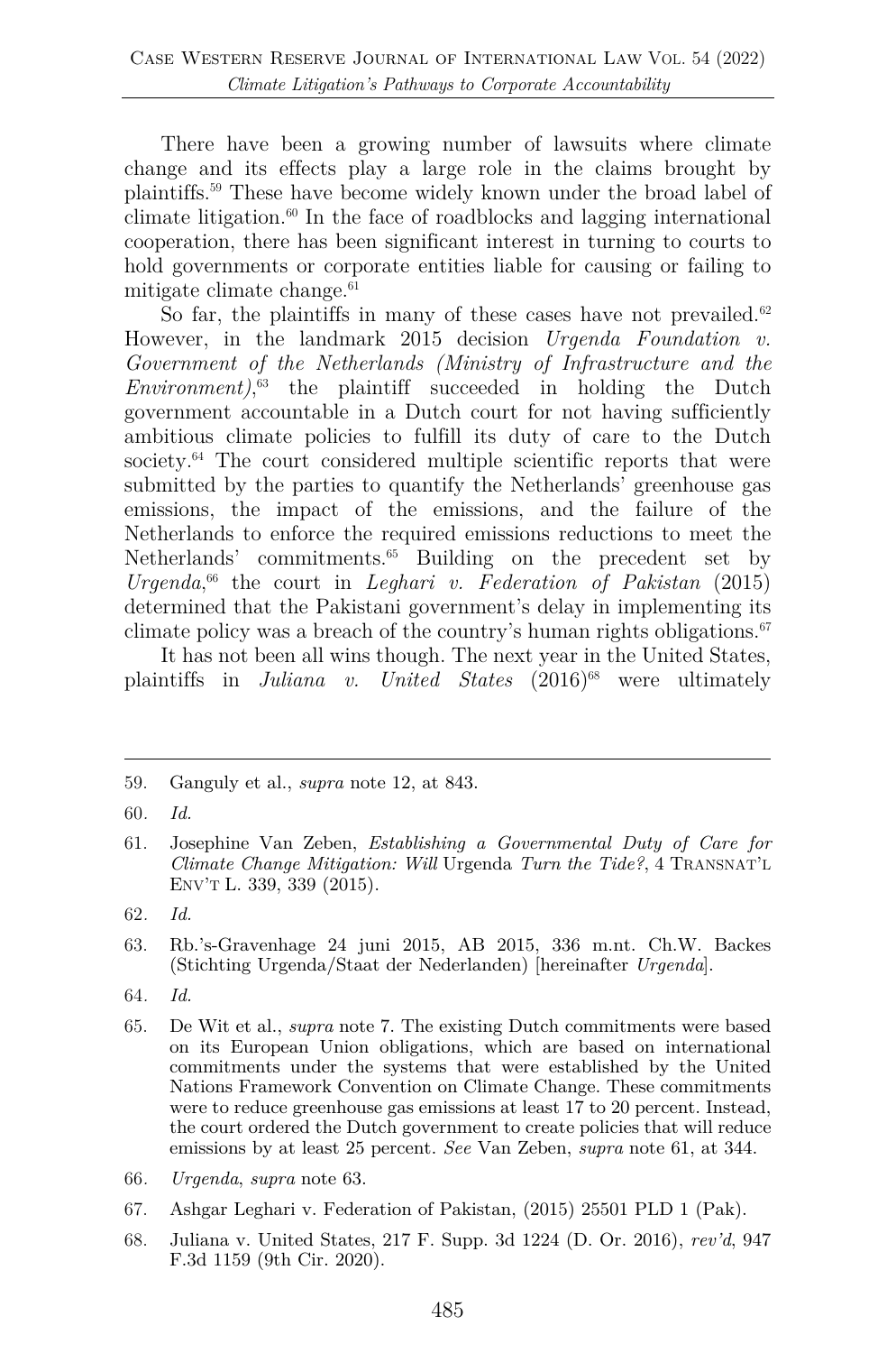There have been a growing number of lawsuits where climate change and its effects play a large role in the claims brought by plaintiffs.[59] These have become widely known under the broad label of climate litigation.[60] In the face of roadblocks and lagging international cooperation, there has been significant interest in turning to courts to hold governments or corporate entities liable for causing or failing to mitigate climate change.[61]

So far, the plaintiffs in many of these cases have not prevailed.[62] However, in the landmark 2015 decision *Urgenda Foundation v. Government of the Netherlands (Ministry of Infrastructure and the Environment)*,[63] the plaintiff succeeded in holding the Dutch government accountable in a Dutch court for not having sufficiently ambitious climate policies to fulfill its duty of care to the Dutch society.[64] The court considered multiple scientific reports that were submitted by the parties to quantify the Netherlands' greenhouse gas emissions, the impact of the emissions, and the failure of the Netherlands to enforce the required emissions reductions to meet the Netherlands' commitments.[65] Building on the precedent set by *Urgenda*,[66] the court in *Leghari v. Federation of Pakistan* (2015) determined that the Pakistani government's delay in implementing its climate policy was a breach of the country's human rights obligations.[67]

It has not been all wins though. The next year in the United States, plaintiffs in *Juliana v. United States* (2016)[68] were ultimately

---

59. Ganguly et al., *supra* note 12, at 843.

60. *Id.*

61. Josephine Van Zeben, *Establishing a Governmental Duty of Care for Climate Change Mitigation: Will* Urgenda *Turn the Tide?*, 4 TRANSNAT'L ENV'T L. 339, 339 (2015).

62. *Id.*

63. Rb.'s-Gravenhage 24 juni 2015, AB 2015, 336 m.nt. Ch.W. Backes (Stichting Urgenda/Staat der Nederlanden) [hereinafter *Urgenda*].

64. *Id.*

65. De Wit et al., *supra* note 7. The existing Dutch commitments were based on its European Union obligations, which are based on international commitments under the systems that were established by the United Nations Framework Convention on Climate Change. These commitments were to reduce greenhouse gas emissions at least 17 to 20 percent. Instead, the court ordered the Dutch government to create policies that will reduce emissions by at least 25 percent. *See* Van Zeben, *supra* note 61, at 344.

66. *Urgenda*, *supra* note 63.

67. Ashgar Leghari v. Federation of Pakistan, (2015) 25501 PLD 1 (Pak).

68. Juliana v. United States, 217 F. Supp. 3d 1224 (D. Or. 2016), *rev'd*, 947 F.3d 1159 (9th Cir. 2020).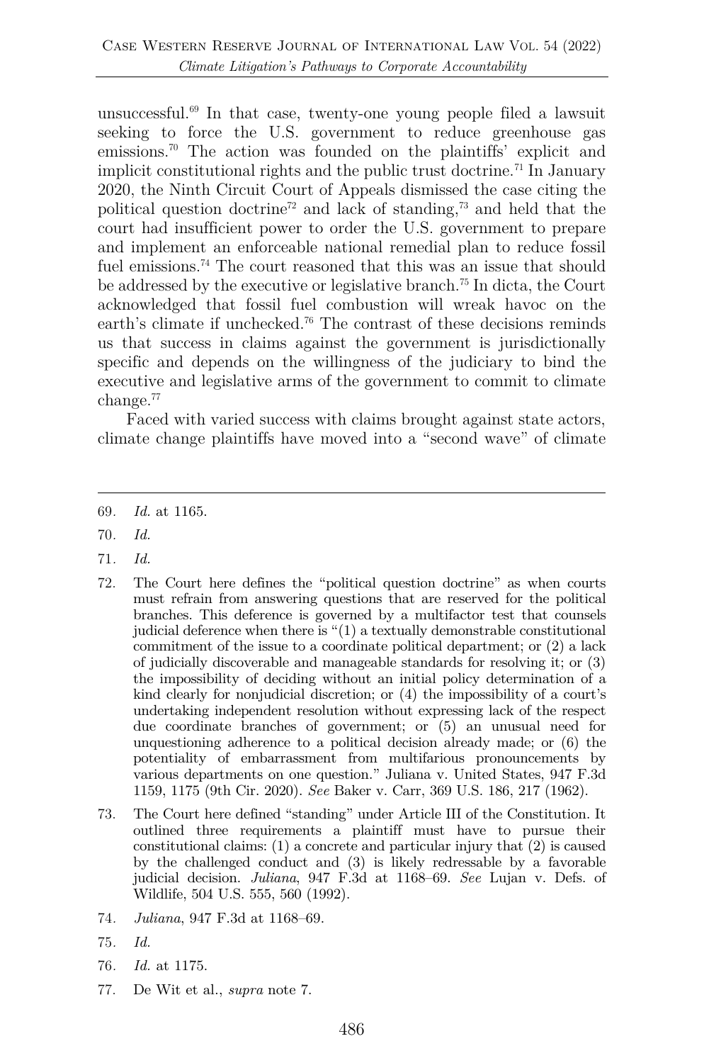unsuccessful.[69] In that case, twenty-one young people filed a lawsuit seeking to force the U.S. government to reduce greenhouse gas emissions.[70] The action was founded on the plaintiffs' explicit and implicit constitutional rights and the public trust doctrine.[71] In January 2020, the Ninth Circuit Court of Appeals dismissed the case citing the political question doctrine[72] and lack of standing,[73] and held that the court had insufficient power to order the U.S. government to prepare and implement an enforceable national remedial plan to reduce fossil fuel emissions.[74] The court reasoned that this was an issue that should be addressed by the executive or legislative branch.[75] In dicta, the Court acknowledged that fossil fuel combustion will wreak havoc on the earth's climate if unchecked.[76] The contrast of these decisions reminds us that success in claims against the government is jurisdictionally specific and depends on the willingness of the judiciary to bind the executive and legislative arms of the government to commit to climate change.[77]

Faced with varied success with claims brought against state actors, climate change plaintiffs have moved into a "second wave" of climate

---

69. *Id.* at 1165.

70. *Id.*

71. *Id.*

72. The Court here defines the "political question doctrine" as when courts must refrain from answering questions that are reserved for the political branches. This deference is governed by a multifactor test that counsels judicial deference when there is "(1) a textually demonstrable constitutional commitment of the issue to a coordinate political department; or (2) a lack of judicially discoverable and manageable standards for resolving it; or (3) the impossibility of deciding without an initial policy determination of a kind clearly for nonjudicial discretion; or (4) the impossibility of a court's undertaking independent resolution without expressing lack of the respect due coordinate branches of government; or (5) an unusual need for unquestioning adherence to a political decision already made; or (6) the potentiality of embarrassment from multifarious pronouncements by various departments on one question." Juliana v. United States, 947 F.3d 1159, 1175 (9th Cir. 2020). *See* Baker v. Carr, 369 U.S. 186, 217 (1962).

73. The Court here defined "standing" under Article III of the Constitution. It outlined three requirements a plaintiff must have to pursue their constitutional claims: (1) a concrete and particular injury that (2) is caused by the challenged conduct and (3) is likely redressable by a favorable judicial decision. *Juliana*, 947 F.3d at 1168–69. *See* Lujan v. Defs. of Wildlife, 504 U.S. 555, 560 (1992).

74. *Juliana*, 947 F.3d at 1168–69.

75. *Id.*

76. *Id.* at 1175.

77. De Wit et al., *supra* note 7.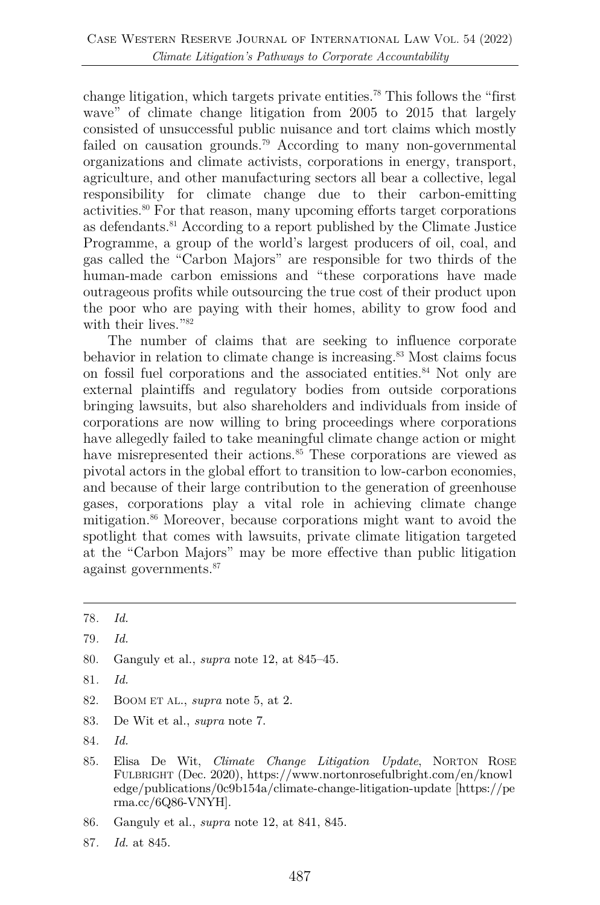change litigation, which targets private entities.[78] This follows the "first wave" of climate change litigation from 2005 to 2015 that largely consisted of unsuccessful public nuisance and tort claims which mostly failed on causation grounds.[79] According to many non-governmental organizations and climate activists, corporations in energy, transport, agriculture, and other manufacturing sectors all bear a collective, legal responsibility for climate change due to their carbon-emitting activities.[80] For that reason, many upcoming efforts target corporations as defendants.[81] According to a report published by the Climate Justice Programme, a group of the world's largest producers of oil, coal, and gas called the "Carbon Majors" are responsible for two thirds of the human-made carbon emissions and "these corporations have made outrageous profits while outsourcing the true cost of their product upon the poor who are paying with their homes, ability to grow food and with their lives."[82]

The number of claims that are seeking to influence corporate behavior in relation to climate change is increasing.[83] Most claims focus on fossil fuel corporations and the associated entities.[84] Not only are external plaintiffs and regulatory bodies from outside corporations bringing lawsuits, but also shareholders and individuals from inside of corporations are now willing to bring proceedings where corporations have allegedly failed to take meaningful climate change action or might have misrepresented their actions.[85] These corporations are viewed as pivotal actors in the global effort to transition to low-carbon economies, and because of their large contribution to the generation of greenhouse gases, corporations play a vital role in achieving climate change mitigation.[86] Moreover, because corporations might want to avoid the spotlight that comes with lawsuits, private climate litigation targeted at the "Carbon Majors" may be more effective than public litigation against governments.[87]

---

78. *Id.*
79. *Id.*
80. Ganguly et al., *supra* note 12, at 845–45.
81. *Id.*
82. Boom et al., *supra* note 5, at 2.
83. De Wit et al., *supra* note 7.
84. *Id.*
85. Elisa De Wit, *Climate Change Litigation Update*, Norton Rose Fulbright (Dec. 2020), https://www.nortonrosefulbright.com/en/knowledge/publications/0c9b154a/climate-change-litigation-update [https://perma.cc/6Q86-VNYH].
86. Ganguly et al., *supra* note 12, at 841, 845.
87. *Id.* at 845.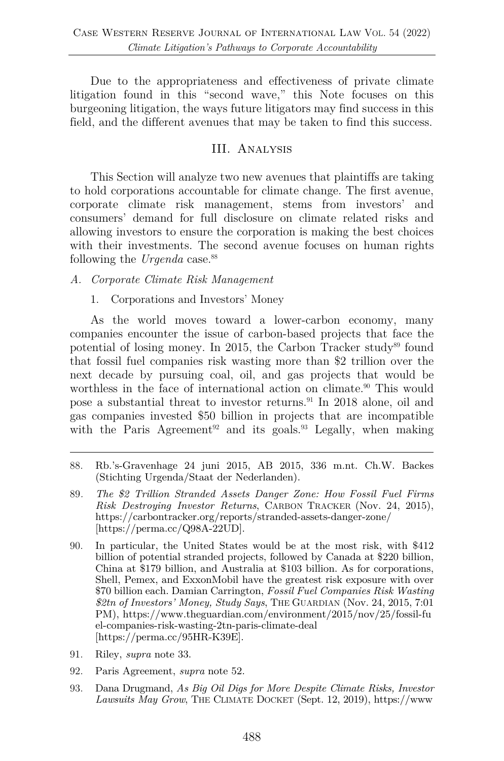Due to the appropriateness and effectiveness of private climate litigation found in this "second wave," this Note focuses on this burgeoning litigation, the ways future litigators may find success in this field, and the different avenues that may be taken to find this success.

## III. Analysis

This Section will analyze two new avenues that plaintiffs are taking to hold corporations accountable for climate change. The first avenue, corporate climate risk management, stems from investors' and consumers' demand for full disclosure on climate related risks and allowing investors to ensure the corporation is making the best choices with their investments. The second avenue focuses on human rights following the *Urgenda* case.[88]

### *A. Corporate Climate Risk Management*

#### 1. Corporations and Investors' Money

As the world moves toward a lower-carbon economy, many companies encounter the issue of carbon-based projects that face the potential of losing money. In 2015, the Carbon Tracker study[89] found that fossil fuel companies risk wasting more than $2 trillion over the next decade by pursuing coal, oil, and gas projects that would be worthless in the face of international action on climate.[90] This would pose a substantial threat to investor returns.[91] In 2018 alone, oil and gas companies invested $50 billion in projects that are incompatible with the Paris Agreement[92] and its goals.[93] Legally, when making

---

88. Rb.'s-Gravenhage 24 juni 2015, AB 2015, 336 m.nt. Ch.W. Backes (Stichting Urgenda/Staat der Nederlanden).

89. *The $2 Trillion Stranded Assets Danger Zone: How Fossil Fuel Firms Risk Destroying Investor Returns*, Carbon Tracker (Nov. 24, 2015), https://carbontracker.org/reports/stranded-assets-danger-zone/ [https://perma.cc/Q98A-22UD].

90. In particular, the United States would be at the most risk, with $412 billion of potential stranded projects, followed by Canada at $220 billion, China at $179 billion, and Australia at $103 billion. As for corporations, Shell, Pemex, and ExxonMobil have the greatest risk exposure with over $70 billion each. Damian Carrington, *Fossil Fuel Companies Risk Wasting $2tn of Investors' Money, Study Says*, The Guardian (Nov. 24, 2015, 7:01 PM), https://www.theguardian.com/environment/2015/nov/25/fossil-fuel-companies-risk-wasting-2tn-paris-climate-deal [https://perma.cc/95HR-K39E].

91. Riley, *supra* note 33.

92. Paris Agreement, *supra* note 52.

93. Dana Drugmand, *As Big Oil Digs for More Despite Climate Risks, Investor Lawsuits May Grow*, The Climate Docket (Sept. 12, 2019), https://www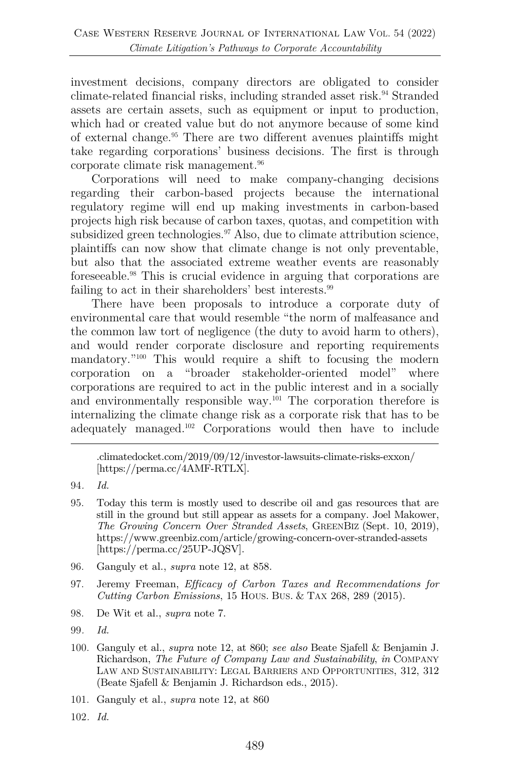investment decisions, company directors are obligated to consider climate-related financial risks, including stranded asset risk.[94] Stranded assets are certain assets, such as equipment or input to production, which had or created value but do not anymore because of some kind of external change.[95] There are two different avenues plaintiffs might take regarding corporations' business decisions. The first is through corporate climate risk management.[96]

Corporations will need to make company-changing decisions regarding their carbon-based projects because the international regulatory regime will end up making investments in carbon-based projects high risk because of carbon taxes, quotas, and competition with subsidized green technologies.[97] Also, due to climate attribution science, plaintiffs can now show that climate change is not only preventable, but also that the associated extreme weather events are reasonably foreseeable.[98] This is crucial evidence in arguing that corporations are failing to act in their shareholders' best interests.[99]

There have been proposals to introduce a corporate duty of environmental care that would resemble "the norm of malfeasance and the common law tort of negligence (the duty to avoid harm to others), and would render corporate disclosure and reporting requirements mandatory."[100] This would require a shift to focusing the modern corporation on a "broader stakeholder-oriented model" where corporations are required to act in the public interest and in a socially and environmentally responsible way.[101] The corporation therefore is internalizing the climate change risk as a corporate risk that has to be adequately managed.[102] Corporations would then have to include

---

.climatedocket.com/2019/09/12/investor-lawsuits-climate-risks-exxon/ [https://perma.cc/4AMF-RTLX].

94. *Id.*

95. Today this term is mostly used to describe oil and gas resources that are still in the ground but still appear as assets for a company. Joel Makower, *The Growing Concern Over Stranded Assets*, GREENBIZ (Sept. 10, 2019), https://www.greenbiz.com/article/growing-concern-over-stranded-assets [https://perma.cc/25UP-JQSV].

96. Ganguly et al., *supra* note 12, at 858.

97. Jeremy Freeman, *Efficacy of Carbon Taxes and Recommendations for Cutting Carbon Emissions*, 15 HOUS. BUS. & TAX 268, 289 (2015).

98. De Wit et al., *supra* note 7.

99. *Id.*

100. Ganguly et al., *supra* note 12, at 860; *see also* Beate Sjafell & Benjamin J. Richardson, *The Future of Company Law and Sustainability*, *in* COMPANY LAW AND SUSTAINABILITY: LEGAL BARRIERS AND OPPORTUNITIES, 312, 312 (Beate Sjafell & Benjamin J. Richardson eds., 2015).

101. Ganguly et al., *supra* note 12, at 860

102. *Id.*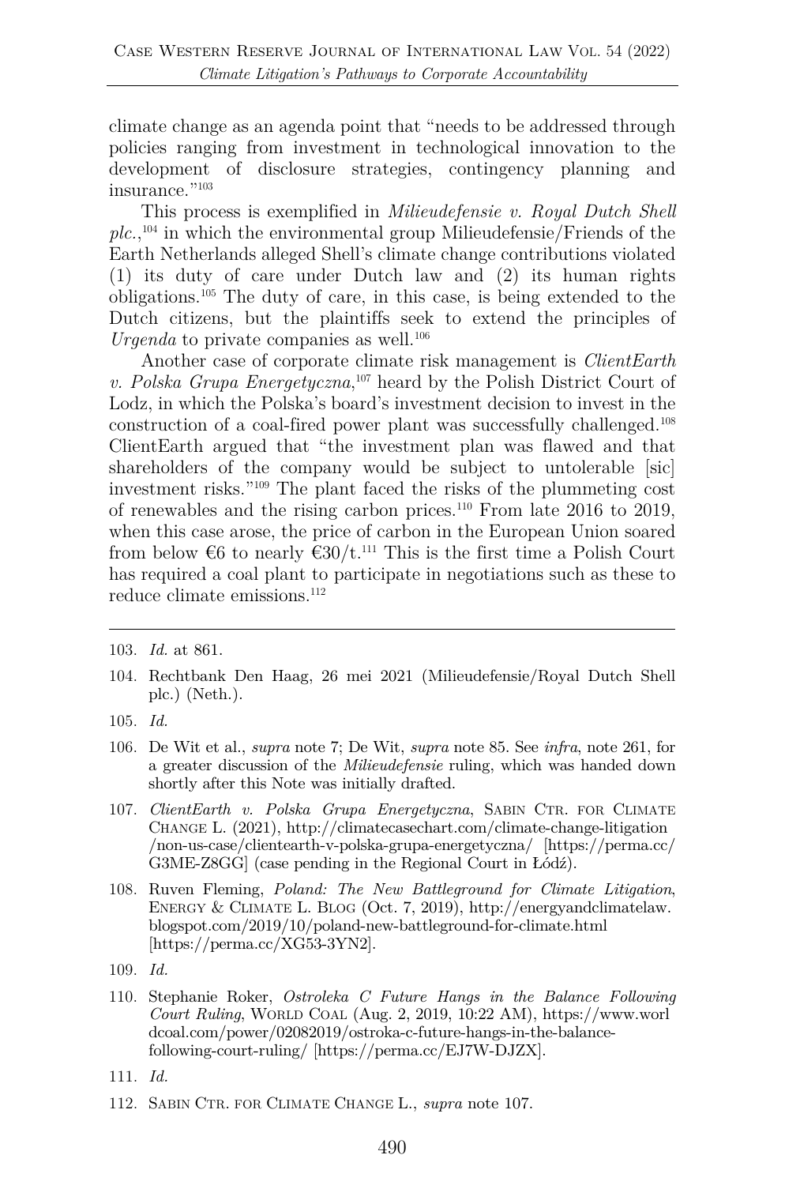climate change as an agenda point that "needs to be addressed through policies ranging from investment in technological innovation to the development of disclosure strategies, contingency planning and insurance."[103]

This process is exemplified in *Milieudefensie v. Royal Dutch Shell plc.*,[104] in which the environmental group Milieudefensie/Friends of the Earth Netherlands alleged Shell's climate change contributions violated (1) its duty of care under Dutch law and (2) its human rights obligations.[105] The duty of care, in this case, is being extended to the Dutch citizens, but the plaintiffs seek to extend the principles of *Urgenda* to private companies as well.[106]

Another case of corporate climate risk management is *ClientEarth v. Polska Grupa Energetyczna*,[107] heard by the Polish District Court of Lodz, in which the Polska's board's investment decision to invest in the construction of a coal-fired power plant was successfully challenged.[108] ClientEarth argued that "the investment plan was flawed and that shareholders of the company would be subject to untolerable [sic] investment risks."[109] The plant faced the risks of the plummeting cost of renewables and the rising carbon prices.[110] From late 2016 to 2019, when this case arose, the price of carbon in the European Union soared from below €6 to nearly €30/t.[111] This is the first time a Polish Court has required a coal plant to participate in negotiations such as these to reduce climate emissions.[112]

---

103. *Id.* at 861.

104. Rechtbank Den Haag, 26 mei 2021 (Milieudefensie/Royal Dutch Shell plc.) (Neth.).

105. *Id.*

106. De Wit et al., *supra* note 7; De Wit, *supra* note 85. See *infra*, note 261, for a greater discussion of the *Milieudefensie* ruling, which was handed down shortly after this Note was initially drafted.

107. *ClientEarth v. Polska Grupa Energetyczna*, SABIN CTR. FOR CLIMATE CHANGE L. (2021), http://climatecasechart.com/climate-change-litigation/non-us-case/clientearth-v-polska-grupa-energetyczna/ [https://perma.cc/G3ME-Z8GG] (case pending in the Regional Court in Łódź).

108. Ruven Fleming, *Poland: The New Battleground for Climate Litigation*, ENERGY & CLIMATE L. BLOG (Oct. 7, 2019), http://energyandclimatelaw.blogspot.com/2019/10/poland-new-battleground-for-climate.html [https://perma.cc/XG53-3YN2].

109. *Id.*

110. Stephanie Roker, *Ostroleka C Future Hangs in the Balance Following Court Ruling*, WORLD COAL (Aug. 2, 2019, 10:22 AM), https://www.worldcoal.com/power/02082019/ostroka-c-future-hangs-in-the-balance-following-court-ruling/ [https://perma.cc/EJ7W-DJZX].

111. *Id.*

112. SABIN CTR. FOR CLIMATE CHANGE L., *supra* note 107.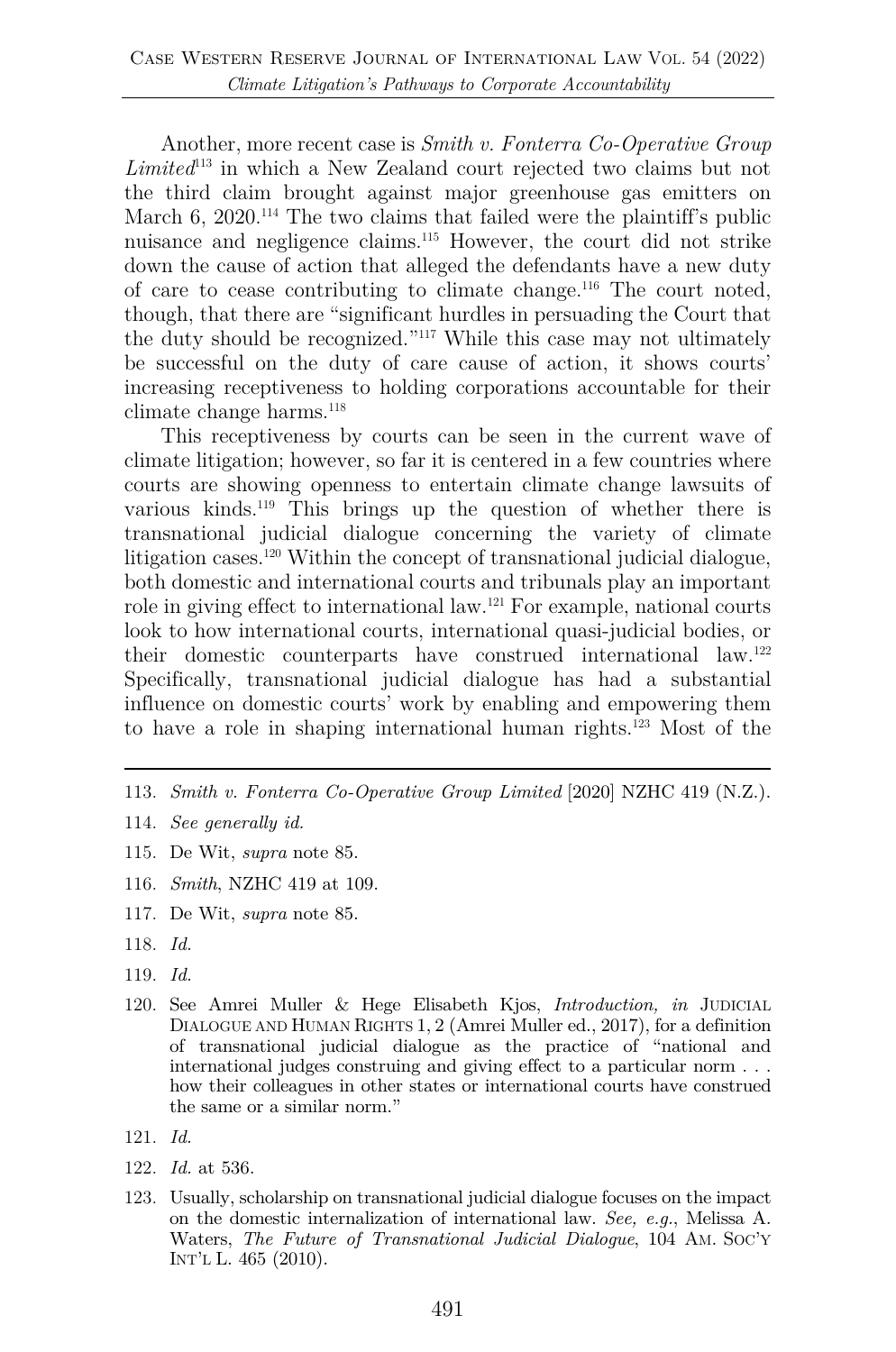Another, more recent case is *Smith v. Fonterra Co-Operative Group Limited*[113] in which a New Zealand court rejected two claims but not the third claim brought against major greenhouse gas emitters on March 6, 2020.[114] The two claims that failed were the plaintiff's public nuisance and negligence claims.[115] However, the court did not strike down the cause of action that alleged the defendants have a new duty of care to cease contributing to climate change.[116] The court noted, though, that there are "significant hurdles in persuading the Court that the duty should be recognized."[117] While this case may not ultimately be successful on the duty of care cause of action, it shows courts' increasing receptiveness to holding corporations accountable for their climate change harms.[118]

This receptiveness by courts can be seen in the current wave of climate litigation; however, so far it is centered in a few countries where courts are showing openness to entertain climate change lawsuits of various kinds.[119] This brings up the question of whether there is transnational judicial dialogue concerning the variety of climate litigation cases.[120] Within the concept of transnational judicial dialogue, both domestic and international courts and tribunals play an important role in giving effect to international law.[121] For example, national courts look to how international courts, international quasi-judicial bodies, or their domestic counterparts have construed international law.[122] Specifically, transnational judicial dialogue has had a substantial influence on domestic courts' work by enabling and empowering them to have a role in shaping international human rights.[123] Most of the

---

113. *Smith v. Fonterra Co-Operative Group Limited* [2020] NZHC 419 (N.Z.).

114. *See generally id.*

115. De Wit, *supra* note 85.

116. *Smith*, NZHC 419 at 109.

117. De Wit, *supra* note 85.

118. *Id.*

119. *Id.*

120. See Amrei Muller & Hege Elisabeth Kjos, *Introduction, in* JUDICIAL DIALOGUE AND HUMAN RIGHTS 1, 2 (Amrei Muller ed., 2017), for a definition of transnational judicial dialogue as the practice of "national and international judges construing and giving effect to a particular norm . . . how their colleagues in other states or international courts have construed the same or a similar norm."

121. *Id.*

122. *Id.* at 536.

123. Usually, scholarship on transnational judicial dialogue focuses on the impact on the domestic internalization of international law. *See, e.g.*, Melissa A. Waters, *The Future of Transnational Judicial Dialogue*, 104 AM. SOC'Y INT'L L. 465 (2010).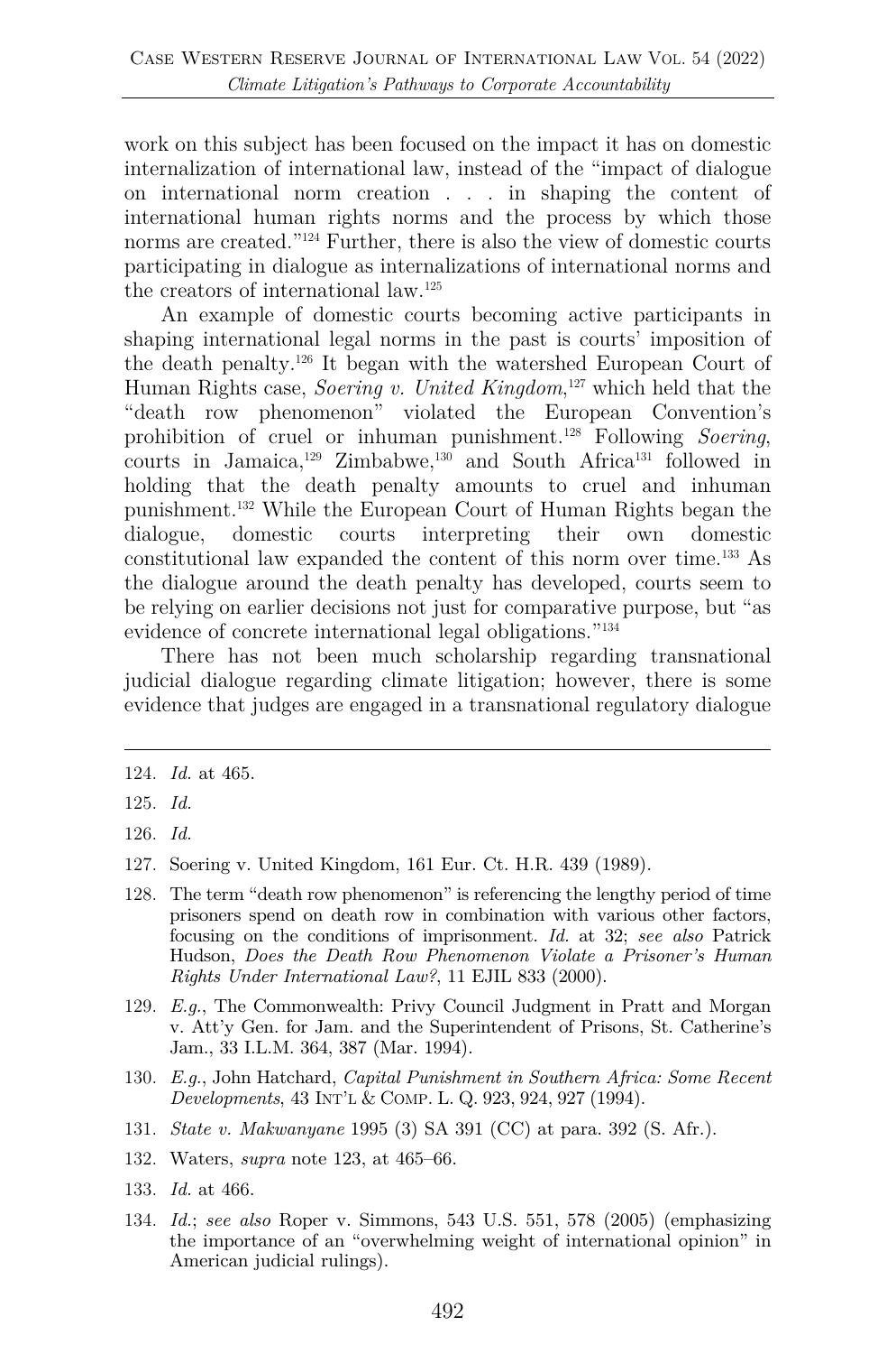work on this subject has been focused on the impact it has on domestic internalization of international law, instead of the "impact of dialogue on international norm creation . . . in shaping the content of international human rights norms and the process by which those norms are created."[124] Further, there is also the view of domestic courts participating in dialogue as internalizations of international norms and the creators of international law.[125]

An example of domestic courts becoming active participants in shaping international legal norms in the past is courts' imposition of the death penalty.[126] It began with the watershed European Court of Human Rights case, *Soering v. United Kingdom*,[127] which held that the "death row phenomenon" violated the European Convention's prohibition of cruel or inhuman punishment.[128] Following *Soering*, courts in Jamaica,[129] Zimbabwe,[130] and South Africa[131] followed in holding that the death penalty amounts to cruel and inhuman punishment.[132] While the European Court of Human Rights began the dialogue, domestic courts interpreting their own domestic constitutional law expanded the content of this norm over time.[133] As the dialogue around the death penalty has developed, courts seem to be relying on earlier decisions not just for comparative purpose, but "as evidence of concrete international legal obligations."[134]

There has not been much scholarship regarding transnational judicial dialogue regarding climate litigation; however, there is some evidence that judges are engaged in a transnational regulatory dialogue

---

124. *Id.* at 465.

125. *Id.*

126. *Id.*

127. Soering v. United Kingdom, 161 Eur. Ct. H.R. 439 (1989).

128. The term "death row phenomenon" is referencing the lengthy period of time prisoners spend on death row in combination with various other factors, focusing on the conditions of imprisonment. *Id.* at 32; *see also* Patrick Hudson, *Does the Death Row Phenomenon Violate a Prisoner's Human Rights Under International Law?*, 11 EJIL 833 (2000).

129. *E.g.*, The Commonwealth: Privy Council Judgment in Pratt and Morgan v. Att'y Gen. for Jam. and the Superintendent of Prisons, St. Catherine's Jam., 33 I.L.M. 364, 387 (Mar. 1994).

130. *E.g.*, John Hatchard, *Capital Punishment in Southern Africa: Some Recent Developments*, 43 INT'L & COMP. L. Q. 923, 924, 927 (1994).

131. *State v. Makwanyane* 1995 (3) SA 391 (CC) at para. 392 (S. Afr.).

132. Waters, *supra* note 123, at 465–66.

133. *Id.* at 466.

134. *Id.*; *see also* Roper v. Simmons, 543 U.S. 551, 578 (2005) (emphasizing the importance of an "overwhelming weight of international opinion" in American judicial rulings).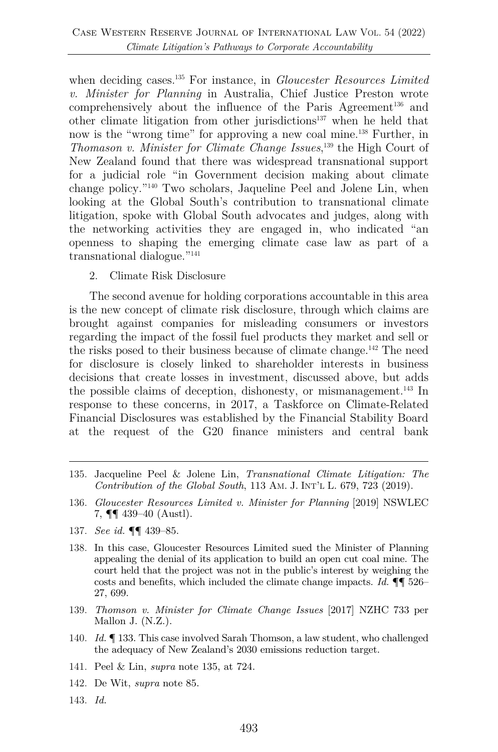when deciding cases.[135] For instance, in *Gloucester Resources Limited v. Minister for Planning* in Australia, Chief Justice Preston wrote comprehensively about the influence of the Paris Agreement[136] and other climate litigation from other jurisdictions[137] when he held that now is the "wrong time" for approving a new coal mine.[138] Further, in *Thomason v. Minister for Climate Change Issues*,[139] the High Court of New Zealand found that there was widespread transnational support for a judicial role "in Government decision making about climate change policy."[140] Two scholars, Jaqueline Peel and Jolene Lin, when looking at the Global South's contribution to transnational climate litigation, spoke with Global South advocates and judges, along with the networking activities they are engaged in, who indicated "an openness to shaping the emerging climate case law as part of a transnational dialogue."[141]

2. Climate Risk Disclosure

The second avenue for holding corporations accountable in this area is the new concept of climate risk disclosure, through which claims are brought against companies for misleading consumers or investors regarding the impact of the fossil fuel products they market and sell or the risks posed to their business because of climate change.[142] The need for disclosure is closely linked to shareholder interests in business decisions that create losses in investment, discussed above, but adds the possible claims of deception, dishonesty, or mismanagement.[143] In response to these concerns, in 2017, a Taskforce on Climate-Related Financial Disclosures was established by the Financial Stability Board at the request of the G20 finance ministers and central bank

---

135. Jacqueline Peel & Jolene Lin, *Transnational Climate Litigation: The Contribution of the Global South*, 113 AM. J. INT'L L. 679, 723 (2019).

136. *Gloucester Resources Limited v. Minister for Planning* [2019] NSWLEC 7, ¶¶ 439–40 (Austl).

137. *See id.* ¶¶ 439–85.

138. In this case, Gloucester Resources Limited sued the Minister of Planning appealing the denial of its application to build an open cut coal mine. The court held that the project was not in the public's interest by weighing the costs and benefits, which included the climate change impacts. *Id.* ¶¶ 526–27, 699.

139. *Thomson v. Minister for Climate Change Issues* [2017] NZHC 733 per Mallon J. (N.Z.).

140. *Id.* ¶ 133. This case involved Sarah Thomson, a law student, who challenged the adequacy of New Zealand's 2030 emissions reduction target.

141. Peel & Lin, *supra* note 135, at 724.

142. De Wit, *supra* note 85.

143. *Id.*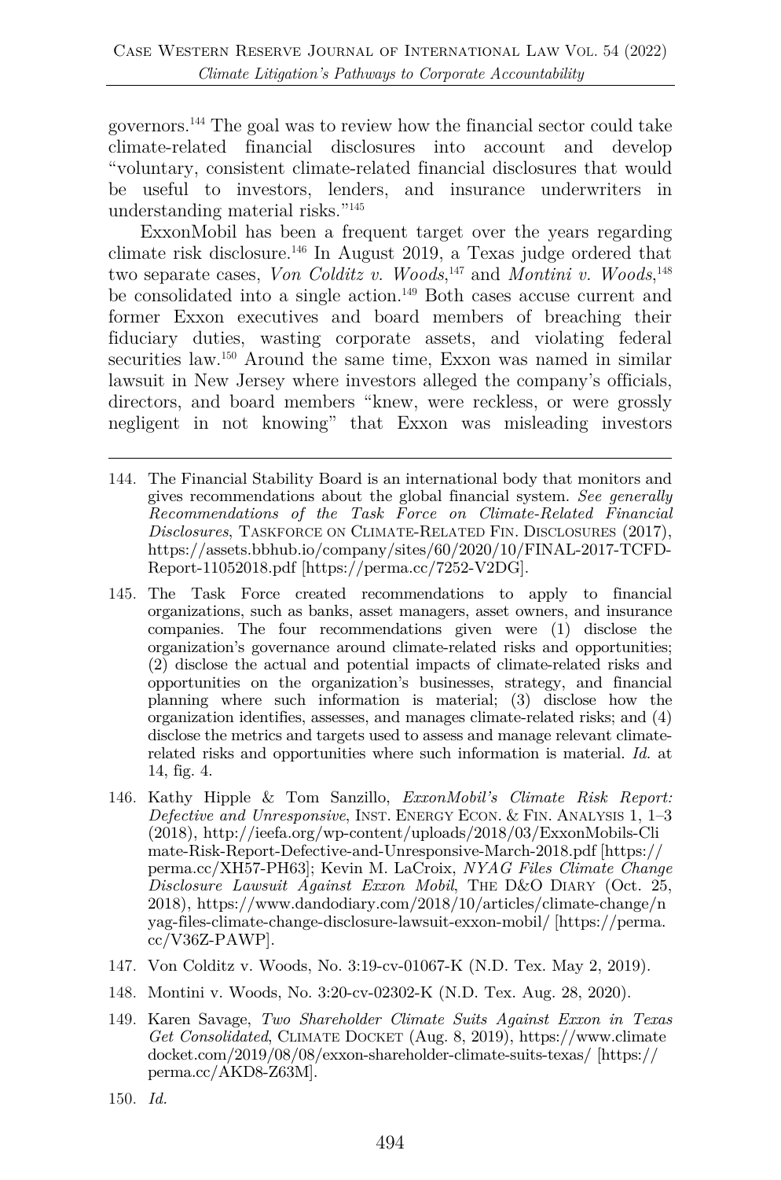governors.[144] The goal was to review how the financial sector could take climate-related financial disclosures into account and develop "voluntary, consistent climate-related financial disclosures that would be useful to investors, lenders, and insurance underwriters in understanding material risks."[145]

ExxonMobil has been a frequent target over the years regarding climate risk disclosure.[146] In August 2019, a Texas judge ordered that two separate cases, *Von Colditz v. Woods*,[147] and *Montini v. Woods*,[148] be consolidated into a single action.[149] Both cases accuse current and former Exxon executives and board members of breaching their fiduciary duties, wasting corporate assets, and violating federal securities law.[150] Around the same time, Exxon was named in similar lawsuit in New Jersey where investors alleged the company's officials, directors, and board members "knew, were reckless, or were grossly negligent in not knowing" that Exxon was misleading investors

---

144. The Financial Stability Board is an international body that monitors and gives recommendations about the global financial system. *See generally Recommendations of the Task Force on Climate-Related Financial Disclosures*, TASKFORCE ON CLIMATE-RELATED FIN. DISCLOSURES (2017), https://assets.bbhub.io/company/sites/60/2020/10/FINAL-2017-TCFD-Report-11052018.pdf [https://perma.cc/7252-V2DG].

145. The Task Force created recommendations to apply to financial organizations, such as banks, asset managers, asset owners, and insurance companies. The four recommendations given were (1) disclose the organization's governance around climate-related risks and opportunities; (2) disclose the actual and potential impacts of climate-related risks and opportunities on the organization's businesses, strategy, and financial planning where such information is material; (3) disclose how the organization identifies, assesses, and manages climate-related risks; and (4) disclose the metrics and targets used to assess and manage relevant climate-related risks and opportunities where such information is material. *Id.* at 14, fig. 4.

146. Kathy Hipple & Tom Sanzillo, *ExxonMobil's Climate Risk Report: Defective and Unresponsive*, INST. ENERGY ECON. & FIN. ANALYSIS 1, 1–3 (2018), http://ieefa.org/wp-content/uploads/2018/03/ExxonMobils-Climate-Risk-Report-Defective-and-Unresponsive-March-2018.pdf [https://perma.cc/XH57-PH63]; Kevin M. LaCroix, *NYAG Files Climate Change Disclosure Lawsuit Against Exxon Mobil*, THE D&O DIARY (Oct. 25, 2018), https://www.dandodiary.com/2018/10/articles/climate-change/nyag-files-climate-change-disclosure-lawsuit-exxon-mobil/ [https://perma.cc/V36Z-PAWP].

147. Von Colditz v. Woods, No. 3:19-cv-01067-K (N.D. Tex. May 2, 2019).

148. Montini v. Woods, No. 3:20-cv-02302-K (N.D. Tex. Aug. 28, 2020).

149. Karen Savage, *Two Shareholder Climate Suits Against Exxon in Texas Get Consolidated*, CLIMATE DOCKET (Aug. 8, 2019), https://www.climatedocket.com/2019/08/08/exxon-shareholder-climate-suits-texas/ [https://perma.cc/AKD8-Z63M].

150. *Id.*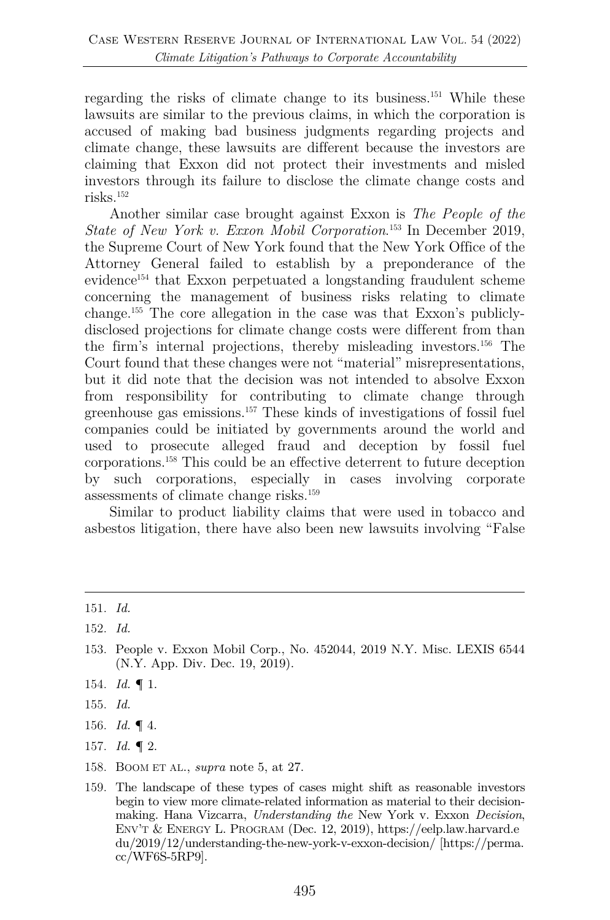regarding the risks of climate change to its business.[151] While these lawsuits are similar to the previous claims, in which the corporation is accused of making bad business judgments regarding projects and climate change, these lawsuits are different because the investors are claiming that Exxon did not protect their investments and misled investors through its failure to disclose the climate change costs and risks.[152]

Another similar case brought against Exxon is *The People of the State of New York v. Exxon Mobil Corporation*.[153] In December 2019, the Supreme Court of New York found that the New York Office of the Attorney General failed to establish by a preponderance of the evidence[154] that Exxon perpetuated a longstanding fraudulent scheme concerning the management of business risks relating to climate change.[155] The core allegation in the case was that Exxon's publicly-disclosed projections for climate change costs were different from than the firm's internal projections, thereby misleading investors.[156] The Court found that these changes were not "material" misrepresentations, but it did note that the decision was not intended to absolve Exxon from responsibility for contributing to climate change through greenhouse gas emissions.[157] These kinds of investigations of fossil fuel companies could be initiated by governments around the world and used to prosecute alleged fraud and deception by fossil fuel corporations.[158] This could be an effective deterrent to future deception by such corporations, especially in cases involving corporate assessments of climate change risks.[159]

Similar to product liability claims that were used in tobacco and asbestos litigation, there have also been new lawsuits involving "False

---

151. *Id.*

152. *Id.*

153. People v. Exxon Mobil Corp., No. 452044, 2019 N.Y. Misc. LEXIS 6544 (N.Y. App. Div. Dec. 19, 2019).

154. *Id.* ¶ 1.

155. *Id.*

156. *Id.* ¶ 4.

157. *Id.* ¶ 2.

158. BOOM ET AL., *supra* note 5, at 27.

159. The landscape of these types of cases might shift as reasonable investors begin to view more climate-related information as material to their decision-making. Hana Vizcarra, *Understanding the* New York v. Exxon *Decision*, ENV'T & ENERGY L. PROGRAM (Dec. 12, 2019), https://eelp.law.harvard.edu/2019/12/understanding-the-new-york-v-exxon-decision/ [https://perma.cc/WF6S-5RP9].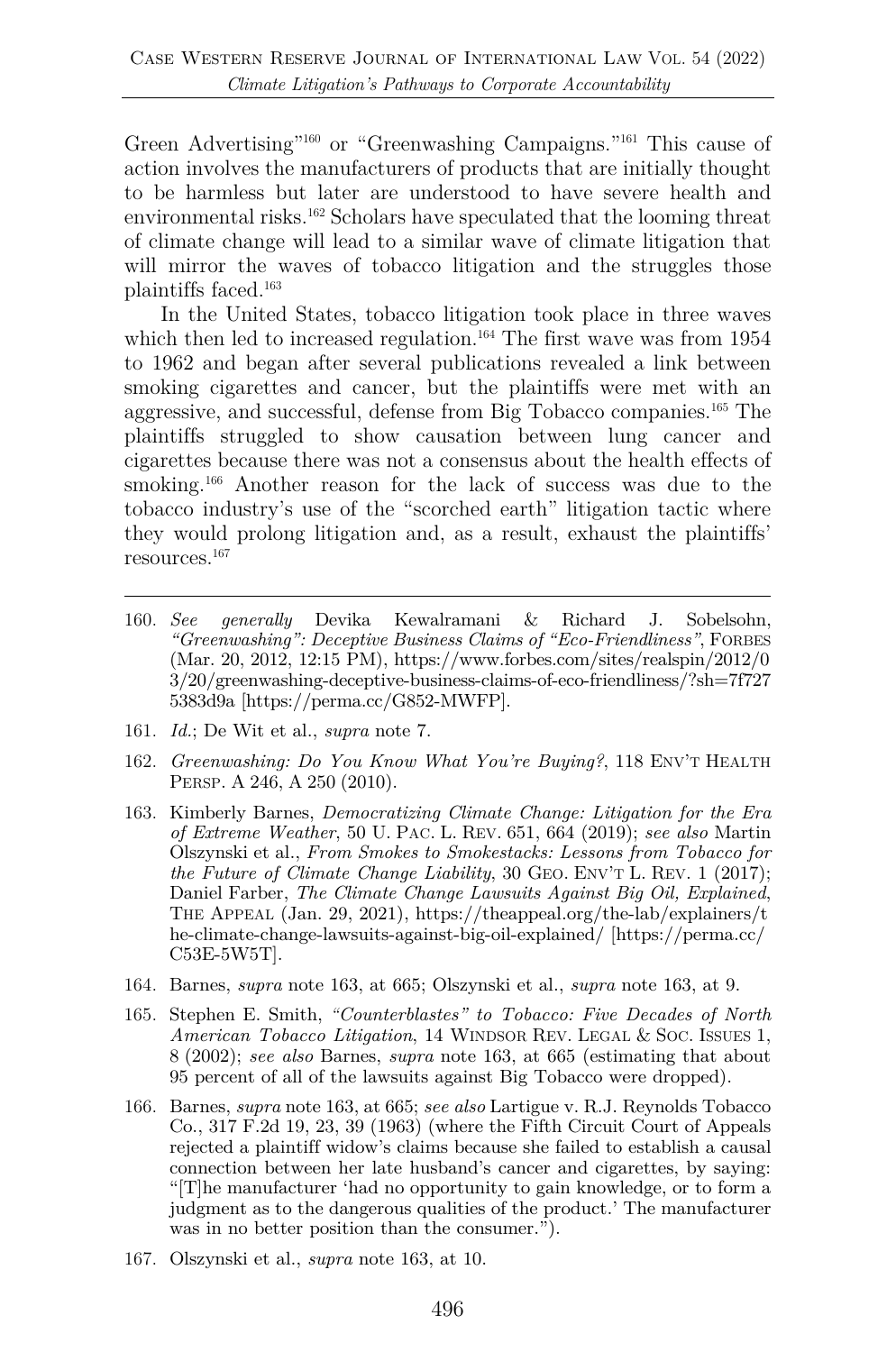Green Advertising"[160] or "Greenwashing Campaigns."[161] This cause of action involves the manufacturers of products that are initially thought to be harmless but later are understood to have severe health and environmental risks.[162] Scholars have speculated that the looming threat of climate change will lead to a similar wave of climate litigation that will mirror the waves of tobacco litigation and the struggles those plaintiffs faced.[163]

In the United States, tobacco litigation took place in three waves which then led to increased regulation.[164] The first wave was from 1954 to 1962 and began after several publications revealed a link between smoking cigarettes and cancer, but the plaintiffs were met with an aggressive, and successful, defense from Big Tobacco companies.[165] The plaintiffs struggled to show causation between lung cancer and cigarettes because there was not a consensus about the health effects of smoking.[166] Another reason for the lack of success was due to the tobacco industry's use of the "scorched earth" litigation tactic where they would prolong litigation and, as a result, exhaust the plaintiffs' resources.[167]

---

160. *See generally* Devika Kewalramani & Richard J. Sobelsohn, *"Greenwashing": Deceptive Business Claims of "Eco-Friendliness"*, FORBES (Mar. 20, 2012, 12:15 PM), https://www.forbes.com/sites/realspin/2012/03/20/greenwashing-deceptive-business-claims-of-eco-friendliness/?sh=7f7275383d9a [https://perma.cc/G852-MWFP].

161. *Id.*; De Wit et al., *supra* note 7.

162. *Greenwashing: Do You Know What You're Buying?*, 118 ENV'T HEALTH PERSP. A 246, A 250 (2010).

163. Kimberly Barnes, *Democratizing Climate Change: Litigation for the Era of Extreme Weather*, 50 U. PAC. L. REV. 651, 664 (2019); *see also* Martin Olszynski et al., *From Smokes to Smokestacks: Lessons from Tobacco for the Future of Climate Change Liability*, 30 GEO. ENV'T L. REV. 1 (2017); Daniel Farber, *The Climate Change Lawsuits Against Big Oil, Explained*, THE APPEAL (Jan. 29, 2021), https://theappeal.org/the-lab/explainers/the-climate-change-lawsuits-against-big-oil-explained/ [https://perma.cc/C53E-5W5T].

164. Barnes, *supra* note 163, at 665; Olszynski et al., *supra* note 163, at 9.

165. Stephen E. Smith, *"Counterblastes" to Tobacco: Five Decades of North American Tobacco Litigation*, 14 WINDSOR REV. LEGAL & SOC. ISSUES 1, 8 (2002); *see also* Barnes, *supra* note 163, at 665 (estimating that about 95 percent of all of the lawsuits against Big Tobacco were dropped).

166. Barnes, *supra* note 163, at 665; *see also* Lartigue v. R.J. Reynolds Tobacco Co., 317 F.2d 19, 23, 39 (1963) (where the Fifth Circuit Court of Appeals rejected a plaintiff widow's claims because she failed to establish a causal connection between her late husband's cancer and cigarettes, by saying: "[T]he manufacturer 'had no opportunity to gain knowledge, or to form a judgment as to the dangerous qualities of the product.' The manufacturer was in no better position than the consumer.").

167. Olszynski et al., *supra* note 163, at 10.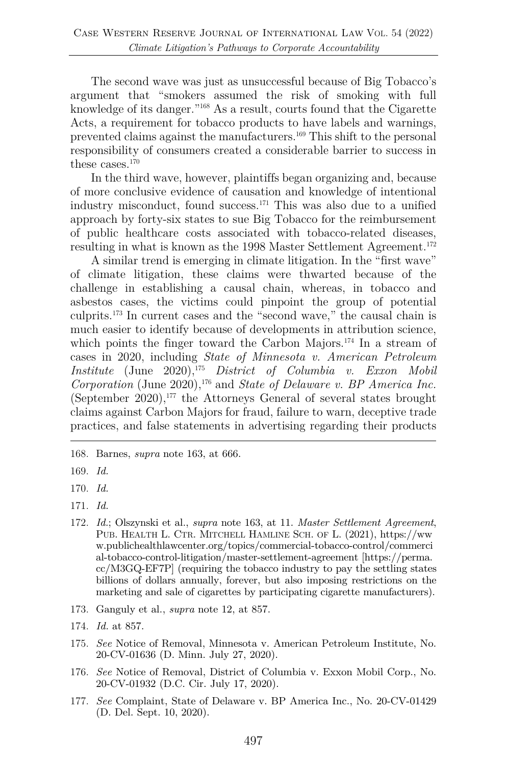The second wave was just as unsuccessful because of Big Tobacco's argument that "smokers assumed the risk of smoking with full knowledge of its danger."[168] As a result, courts found that the Cigarette Acts, a requirement for tobacco products to have labels and warnings, prevented claims against the manufacturers.[169] This shift to the personal responsibility of consumers created a considerable barrier to success in these cases.[170]

In the third wave, however, plaintiffs began organizing and, because of more conclusive evidence of causation and knowledge of intentional industry misconduct, found success.[171] This was also due to a unified approach by forty-six states to sue Big Tobacco for the reimbursement of public healthcare costs associated with tobacco-related diseases, resulting in what is known as the 1998 Master Settlement Agreement.[172]

A similar trend is emerging in climate litigation. In the "first wave" of climate litigation, these claims were thwarted because of the challenge in establishing a causal chain, whereas, in tobacco and asbestos cases, the victims could pinpoint the group of potential culprits.[173] In current cases and the "second wave," the causal chain is much easier to identify because of developments in attribution science, which points the finger toward the Carbon Majors.[174] In a stream of cases in 2020, including *State of Minnesota v. American Petroleum Institute* (June 2020),[175] *District of Columbia v. Exxon Mobil Corporation* (June 2020),[176] and *State of Delaware v. BP America Inc.* (September 2020),[177] the Attorneys General of several states brought claims against Carbon Majors for fraud, failure to warn, deceptive trade practices, and false statements in advertising regarding their products

---

168. Barnes, *supra* note 163, at 666.

169. *Id.*

170. *Id.*

171. *Id.*

172. *Id.*; Olszynski et al., *supra* note 163, at 11. *Master Settlement Agreement*, PUB. HEALTH L. CTR. MITCHELL HAMLINE SCH. OF L. (2021), https://www.publichealthlawcenter.org/topics/commercial-tobacco-control/commercial-tobacco-control-litigation/master-settlement-agreement [https://perma.cc/M3GQ-EF7P] (requiring the tobacco industry to pay the settling states billions of dollars annually, forever, but also imposing restrictions on the marketing and sale of cigarettes by participating cigarette manufacturers).

173. Ganguly et al., *supra* note 12, at 857.

174. *Id.* at 857.

175. *See* Notice of Removal, Minnesota v. American Petroleum Institute, No. 20-CV-01636 (D. Minn. July 27, 2020).

176. *See* Notice of Removal, District of Columbia v. Exxon Mobil Corp., No. 20-CV-01932 (D.C. Cir. July 17, 2020).

177. *See* Complaint, State of Delaware v. BP America Inc., No. 20-CV-01429 (D. Del. Sept. 10, 2020).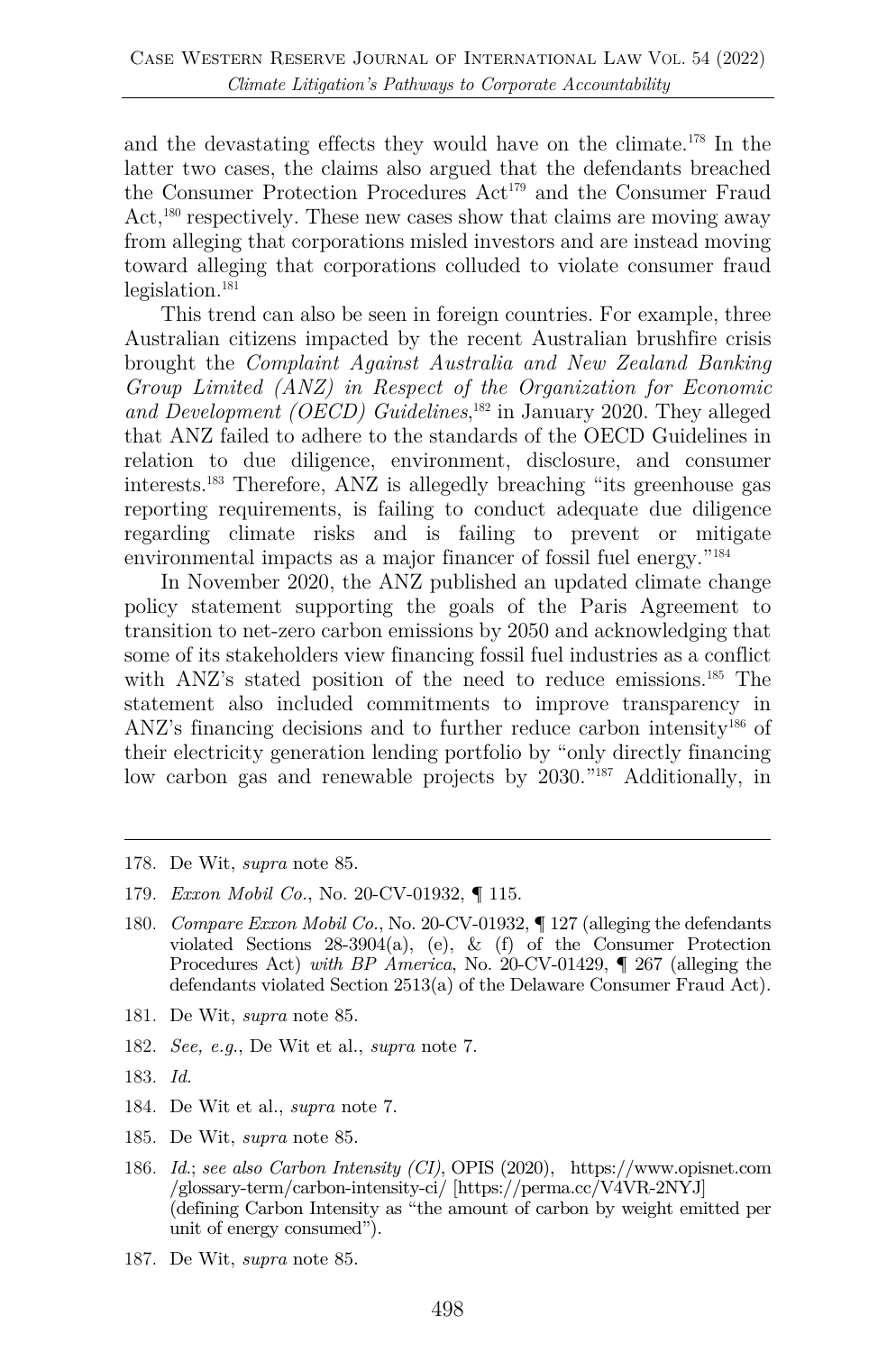and the devastating effects they would have on the climate.[178] In the latter two cases, the claims also argued that the defendants breached the Consumer Protection Procedures Act[179] and the Consumer Fraud Act,[180] respectively. These new cases show that claims are moving away from alleging that corporations misled investors and are instead moving toward alleging that corporations colluded to violate consumer fraud legislation.[181]

This trend can also be seen in foreign countries. For example, three Australian citizens impacted by the recent Australian brushfire crisis brought the *Complaint Against Australia and New Zealand Banking Group Limited (ANZ) in Respect of the Organization for Economic and Development (OECD) Guidelines*,[182] in January 2020. They alleged that ANZ failed to adhere to the standards of the OECD Guidelines in relation to due diligence, environment, disclosure, and consumer interests.[183] Therefore, ANZ is allegedly breaching "its greenhouse gas reporting requirements, is failing to conduct adequate due diligence regarding climate risks and is failing to prevent or mitigate environmental impacts as a major financer of fossil fuel energy."[184]

In November 2020, the ANZ published an updated climate change policy statement supporting the goals of the Paris Agreement to transition to net-zero carbon emissions by 2050 and acknowledging that some of its stakeholders view financing fossil fuel industries as a conflict with ANZ's stated position of the need to reduce emissions.[185] The statement also included commitments to improve transparency in ANZ's financing decisions and to further reduce carbon intensity[186] of their electricity generation lending portfolio by "only directly financing low carbon gas and renewable projects by 2030."[187] Additionally, in

---

178. De Wit, *supra* note 85.

179. *Exxon Mobil Co.*, No. 20-CV-01932, ¶ 115.

180. *Compare Exxon Mobil Co.*, No. 20-CV-01932, ¶ 127 (alleging the defendants violated Sections 28-3904(a), (e), & (f) of the Consumer Protection Procedures Act) *with BP America*, No. 20-CV-01429, ¶ 267 (alleging the defendants violated Section 2513(a) of the Delaware Consumer Fraud Act).

181. De Wit, *supra* note 85.

182. *See, e.g.*, De Wit et al., *supra* note 7.

183. *Id.*

184. De Wit et al., *supra* note 7.

185. De Wit, *supra* note 85.

186. *Id.*; *see also Carbon Intensity (CI)*, OPIS (2020), https://www.opisnet.com/glossary-term/carbon-intensity-ci/ [https://perma.cc/V4VR-2NYJ] (defining Carbon Intensity as "the amount of carbon by weight emitted per unit of energy consumed").

187. De Wit, *supra* note 85.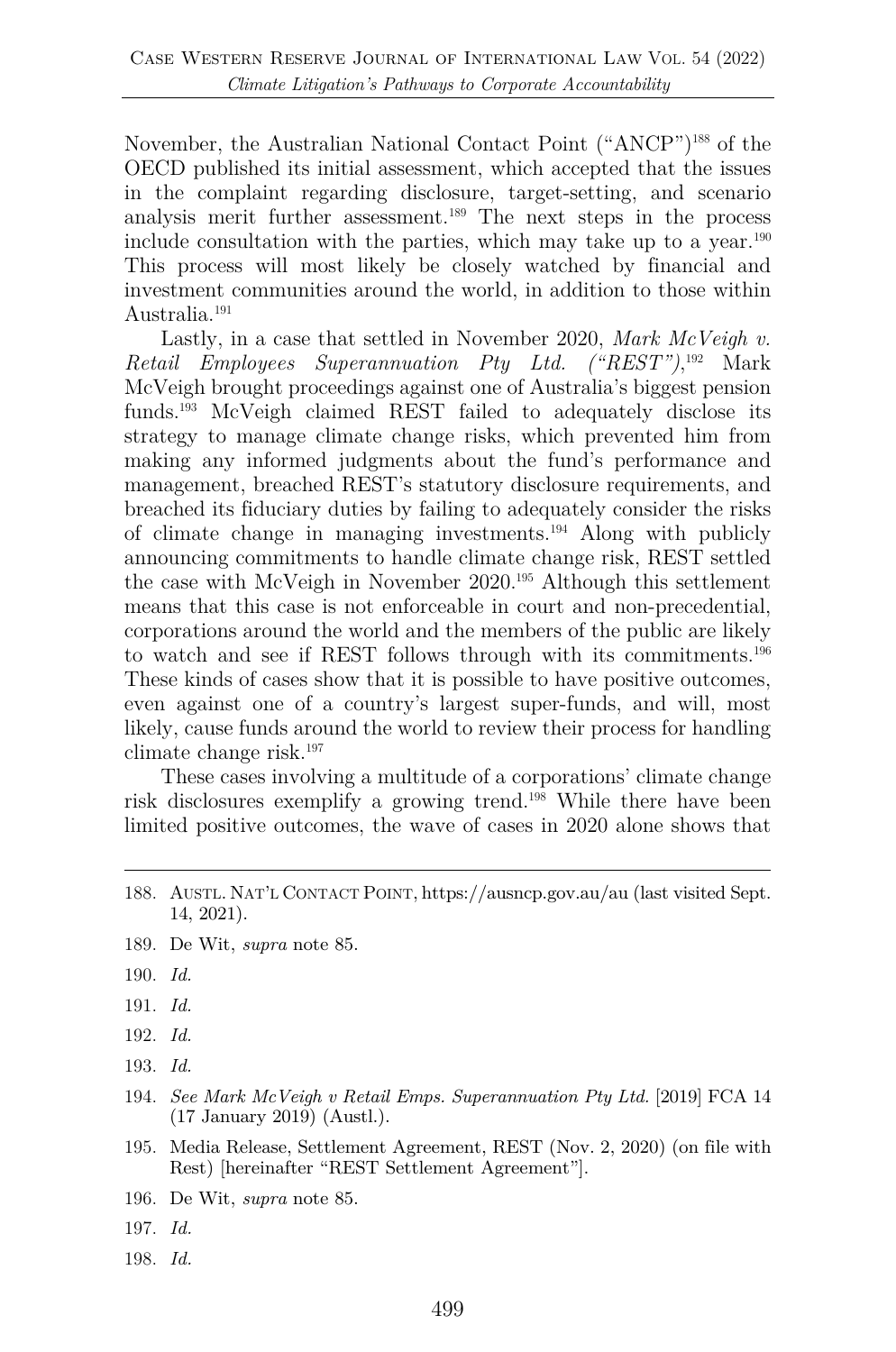November, the Australian National Contact Point ("ANCP")[188] of the OECD published its initial assessment, which accepted that the issues in the complaint regarding disclosure, target-setting, and scenario analysis merit further assessment.[189] The next steps in the process include consultation with the parties, which may take up to a year.[190] This process will most likely be closely watched by financial and investment communities around the world, in addition to those within Australia.[191]

Lastly, in a case that settled in November 2020, *Mark McVeigh v. Retail Employees Superannuation Pty Ltd. ("REST")*,[192] Mark McVeigh brought proceedings against one of Australia's biggest pension funds.[193] McVeigh claimed REST failed to adequately disclose its strategy to manage climate change risks, which prevented him from making any informed judgments about the fund's performance and management, breached REST's statutory disclosure requirements, and breached its fiduciary duties by failing to adequately consider the risks of climate change in managing investments.[194] Along with publicly announcing commitments to handle climate change risk, REST settled the case with McVeigh in November 2020.[195] Although this settlement means that this case is not enforceable in court and non-precedential, corporations around the world and the members of the public are likely to watch and see if REST follows through with its commitments.[196] These kinds of cases show that it is possible to have positive outcomes, even against one of a country's largest super-funds, and will, most likely, cause funds around the world to review their process for handling climate change risk.[197]

These cases involving a multitude of a corporations' climate change risk disclosures exemplify a growing trend.[198] While there have been limited positive outcomes, the wave of cases in 2020 alone shows that

---

188. Austl. Nat'l Contact Point, https://ausncp.gov.au/au (last visited Sept. 14, 2021).

189. De Wit, *supra* note 85.

190. *Id.*

191. *Id.*

192. *Id.*

193. *Id.*

194. *See Mark McVeigh v Retail Emps. Superannuation Pty Ltd.* [2019] FCA 14 (17 January 2019) (Austl.).

195. Media Release, Settlement Agreement, REST (Nov. 2, 2020) (on file with Rest) [hereinafter "REST Settlement Agreement"].

196. De Wit, *supra* note 85.

197. *Id.*

198. *Id.*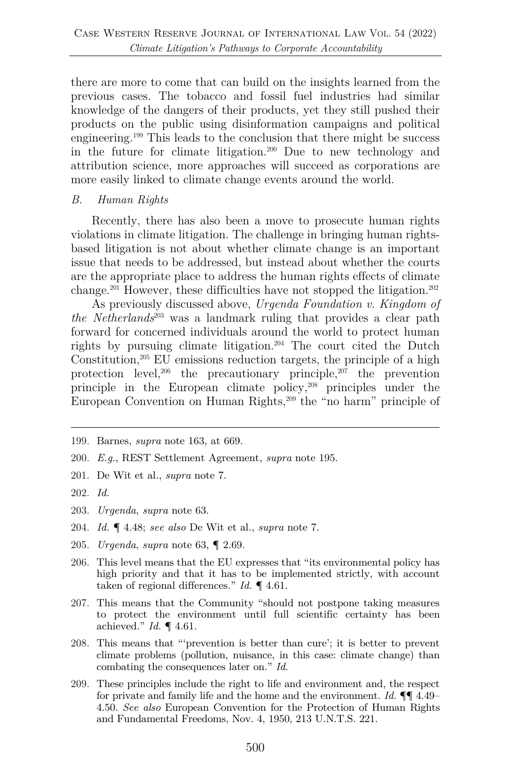there are more to come that can build on the insights learned from the previous cases. The tobacco and fossil fuel industries had similar knowledge of the dangers of their products, yet they still pushed their products on the public using disinformation campaigns and political engineering.[199] This leads to the conclusion that there might be success in the future for climate litigation.[200] Due to new technology and attribution science, more approaches will succeed as corporations are more easily linked to climate change events around the world.

### *B. Human Rights*

Recently, there has also been a move to prosecute human rights violations in climate litigation. The challenge in bringing human rights-based litigation is not about whether climate change is an important issue that needs to be addressed, but instead about whether the courts are the appropriate place to address the human rights effects of climate change.[201] However, these difficulties have not stopped the litigation.[202]

As previously discussed above, *Urgenda Foundation v. Kingdom of the Netherlands*[203] was a landmark ruling that provides a clear path forward for concerned individuals around the world to protect human rights by pursuing climate litigation.[204] The court cited the Dutch Constitution,[205] EU emissions reduction targets, the principle of a high protection level,[206] the precautionary principle,[207] the prevention principle in the European climate policy,[208] principles under the European Convention on Human Rights,[209] the "no harm" principle of

---

199. Barnes, *supra* note 163, at 669.

200. *E.g.*, REST Settlement Agreement, *supra* note 195.

201. De Wit et al., *supra* note 7.

202. *Id.*

203. *Urgenda*, *supra* note 63.

204. *Id.* ¶ 4.48; *see also* De Wit et al., *supra* note 7.

205. *Urgenda*, *supra* note 63, ¶ 2.69.

206. This level means that the EU expresses that "its environmental policy has high priority and that it has to be implemented strictly, with account taken of regional differences." *Id.* ¶ 4.61.

207. This means that the Community "should not postpone taking measures to protect the environment until full scientific certainty has been achieved." *Id.* ¶ 4.61.

208. This means that "'prevention is better than cure'; it is better to prevent climate problems (pollution, nuisance, in this case: climate change) than combating the consequences later on." *Id.*

209. These principles include the right to life and environment and, the respect for private and family life and the home and the environment. *Id.* ¶¶ 4.49–4.50. *See also* European Convention for the Protection of Human Rights and Fundamental Freedoms, Nov. 4, 1950, 213 U.N.T.S. 221.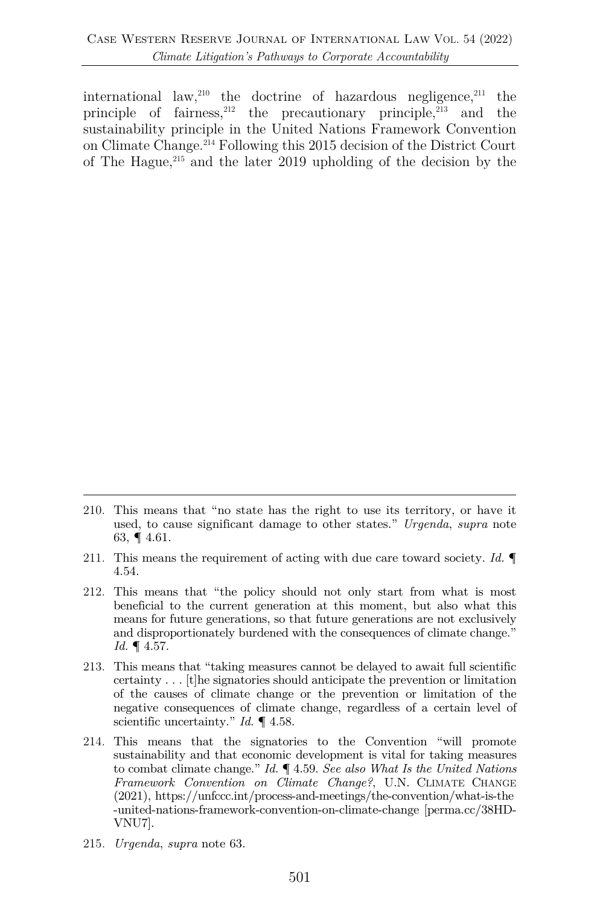international law,[210] the doctrine of hazardous negligence,[211] the principle of fairness,[212] the precautionary principle,[213] and the sustainability principle in the United Nations Framework Convention on Climate Change.[214] Following this 2015 decision of the District Court of The Hague,[215] and the later 2019 upholding of the decision by the

---

210. This means that "no state has the right to use its territory, or have it used, to cause significant damage to other states." *Urgenda*, *supra* note 63, ¶ 4.61.

211. This means the requirement of acting with due care toward society. *Id.* ¶ 4.54.

212. This means that "the policy should not only start from what is most beneficial to the current generation at this moment, but also what this means for future generations, so that future generations are not exclusively and disproportionately burdened with the consequences of climate change." *Id.* ¶ 4.57.

213. This means that "taking measures cannot be delayed to await full scientific certainty . . . [t]he signatories should anticipate the prevention or limitation of the causes of climate change or the prevention or limitation of the negative consequences of climate change, regardless of a certain level of scientific uncertainty." *Id.* ¶ 4.58.

214. This means that the signatories to the Convention "will promote sustainability and that economic development is vital for taking measures to combat climate change." *Id.* ¶ 4.59. *See also What Is the United Nations Framework Convention on Climate Change?*, U.N. CLIMATE CHANGE (2021), https://unfccc.int/process-and-meetings/the-convention/what-is-the-united-nations-framework-convention-on-climate-change [perma.cc/38HD-VNU7].

215. *Urgenda*, *supra* note 63.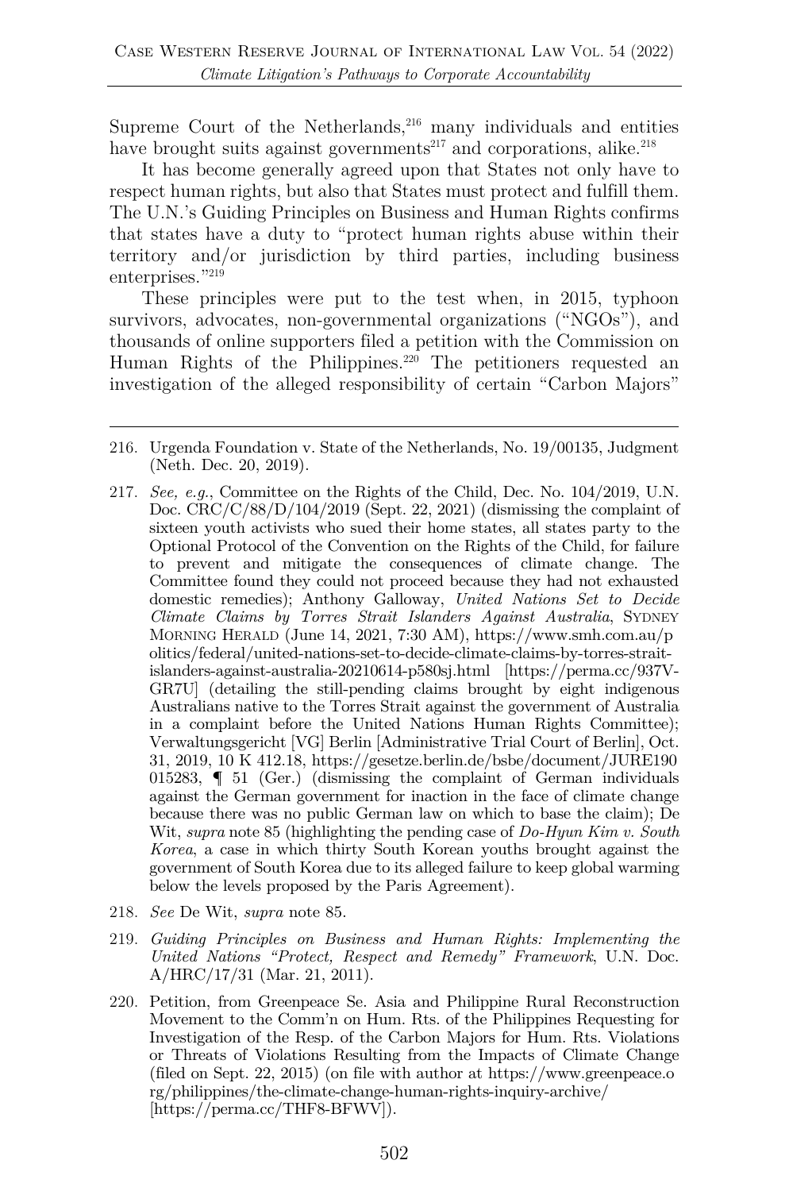Supreme Court of the Netherlands,[216] many individuals and entities have brought suits against governments[217] and corporations, alike.[218]

It has become generally agreed upon that States not only have to respect human rights, but also that States must protect and fulfill them. The U.N.'s Guiding Principles on Business and Human Rights confirms that states have a duty to "protect human rights abuse within their territory and/or jurisdiction by third parties, including business enterprises."[219]

These principles were put to the test when, in 2015, typhoon survivors, advocates, non-governmental organizations ("NGOs"), and thousands of online supporters filed a petition with the Commission on Human Rights of the Philippines.[220] The petitioners requested an investigation of the alleged responsibility of certain "Carbon Majors"

---

216. Urgenda Foundation v. State of the Netherlands, No. 19/00135, Judgment (Neth. Dec. 20, 2019).

217. *See, e.g.*, Committee on the Rights of the Child, Dec. No. 104/2019, U.N. Doc. CRC/C/88/D/104/2019 (Sept. 22, 2021) (dismissing the complaint of sixteen youth activists who sued their home states, all states party to the Optional Protocol of the Convention on the Rights of the Child, for failure to prevent and mitigate the consequences of climate change. The Committee found they could not proceed because they had not exhausted domestic remedies); Anthony Galloway, *United Nations Set to Decide Climate Claims by Torres Strait Islanders Against Australia*, SYDNEY MORNING HERALD (June 14, 2021, 7:30 AM), https://www.smh.com.au/politics/federal/united-nations-set-to-decide-climate-claims-by-torres-strait-islanders-against-australia-20210614-p580sj.html [https://perma.cc/937V-GR7U] (detailing the still-pending claims brought by eight indigenous Australians native to the Torres Strait against the government of Australia in a complaint before the United Nations Human Rights Committee); Verwaltungsgericht [VG] Berlin [Administrative Trial Court of Berlin], Oct. 31, 2019, 10 K 412.18, https://gesetze.berlin.de/bsbe/document/JURE190015283, ¶ 51 (Ger.) (dismissing the complaint of German individuals against the German government for inaction in the face of climate change because there was no public German law on which to base the claim); De Wit, *supra* note 85 (highlighting the pending case of *Do-Hyun Kim v. South Korea*, a case in which thirty South Korean youths brought against the government of South Korea due to its alleged failure to keep global warming below the levels proposed by the Paris Agreement).

218. *See* De Wit, *supra* note 85.

219. *Guiding Principles on Business and Human Rights: Implementing the United Nations "Protect, Respect and Remedy" Framework*, U.N. Doc. A/HRC/17/31 (Mar. 21, 2011).

220. Petition, from Greenpeace Se. Asia and Philippine Rural Reconstruction Movement to the Comm'n on Hum. Rts. of the Philippines Requesting for Investigation of the Resp. of the Carbon Majors for Hum. Rts. Violations or Threats of Violations Resulting from the Impacts of Climate Change (filed on Sept. 22, 2015) (on file with author at https://www.greenpeace.org/philippines/the-climate-change-human-rights-inquiry-archive/ [https://perma.cc/THF8-BFWV]).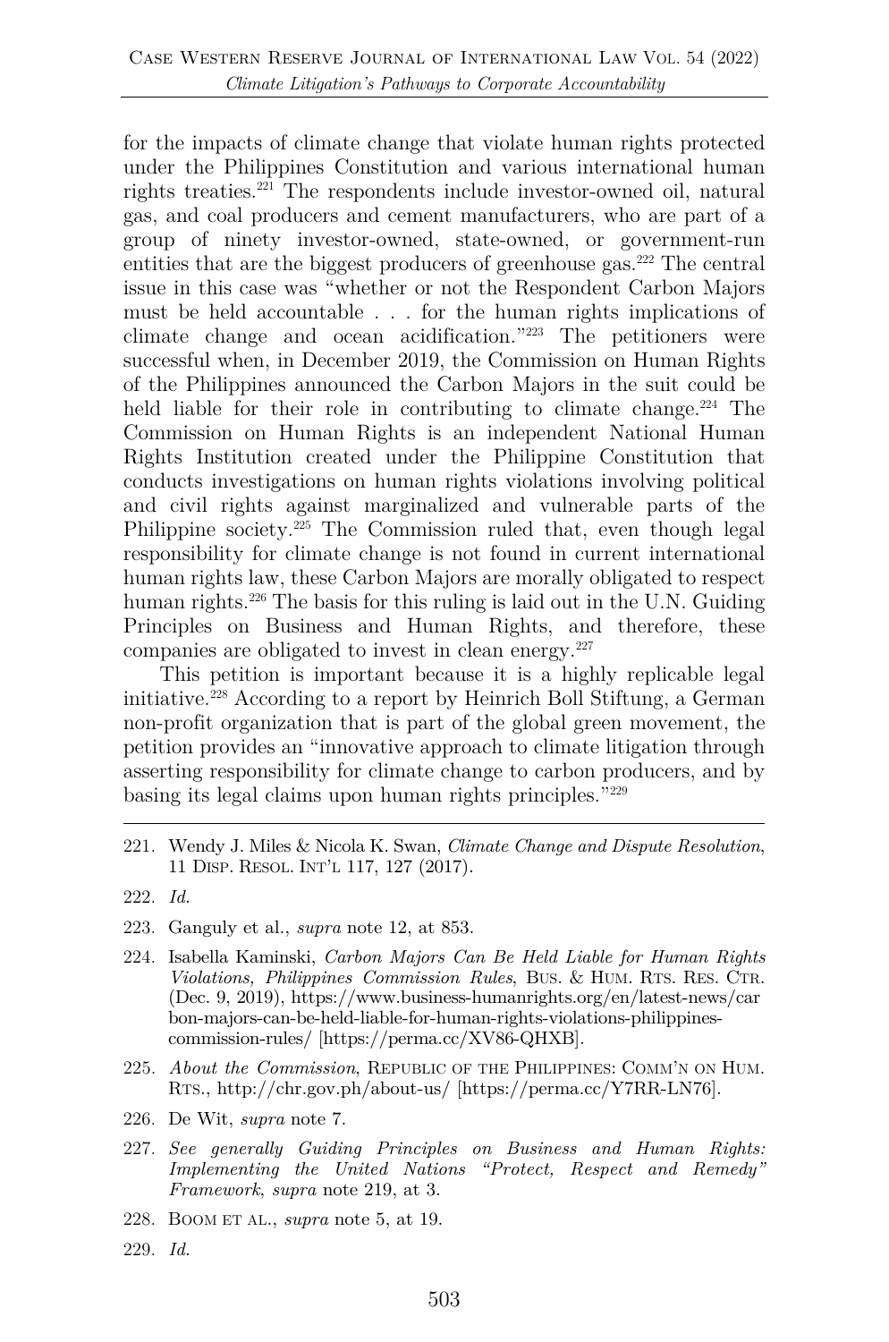for the impacts of climate change that violate human rights protected under the Philippines Constitution and various international human rights treaties.[221] The respondents include investor-owned oil, natural gas, and coal producers and cement manufacturers, who are part of a group of ninety investor-owned, state-owned, or government-run entities that are the biggest producers of greenhouse gas.[222] The central issue in this case was "whether or not the Respondent Carbon Majors must be held accountable . . . for the human rights implications of climate change and ocean acidification."[223] The petitioners were successful when, in December 2019, the Commission on Human Rights of the Philippines announced the Carbon Majors in the suit could be held liable for their role in contributing to climate change.[224] The Commission on Human Rights is an independent National Human Rights Institution created under the Philippine Constitution that conducts investigations on human rights violations involving political and civil rights against marginalized and vulnerable parts of the Philippine society.[225] The Commission ruled that, even though legal responsibility for climate change is not found in current international human rights law, these Carbon Majors are morally obligated to respect human rights.[226] The basis for this ruling is laid out in the U.N. Guiding Principles on Business and Human Rights, and therefore, these companies are obligated to invest in clean energy.[227]

This petition is important because it is a highly replicable legal initiative.[228] According to a report by Heinrich Boll Stiftung, a German non-profit organization that is part of the global green movement, the petition provides an "innovative approach to climate litigation through asserting responsibility for climate change to carbon producers, and by basing its legal claims upon human rights principles."[229]

---

221. Wendy J. Miles & Nicola K. Swan, *Climate Change and Dispute Resolution*, 11 DISP. RESOL. INT'L 117, 127 (2017).

222. *Id.*

223. Ganguly et al., *supra* note 12, at 853.

224. Isabella Kaminski, *Carbon Majors Can Be Held Liable for Human Rights Violations, Philippines Commission Rules*, BUS. & HUM. RTS. RES. CTR. (Dec. 9, 2019), https://www.business-humanrights.org/en/latest-news/carbon-majors-can-be-held-liable-for-human-rights-violations-philippines-commission-rules/ [https://perma.cc/XV86-QHXB].

225. *About the Commission*, REPUBLIC OF THE PHILIPPINES: COMM'N ON HUM. RTS., http://chr.gov.ph/about-us/ [https://perma.cc/Y7RR-LN76].

226. De Wit, *supra* note 7.

227. *See generally Guiding Principles on Business and Human Rights: Implementing the United Nations "Protect, Respect and Remedy" Framework*, *supra* note 219, at 3.

228. BOOM ET AL., *supra* note 5, at 19.

229. *Id.*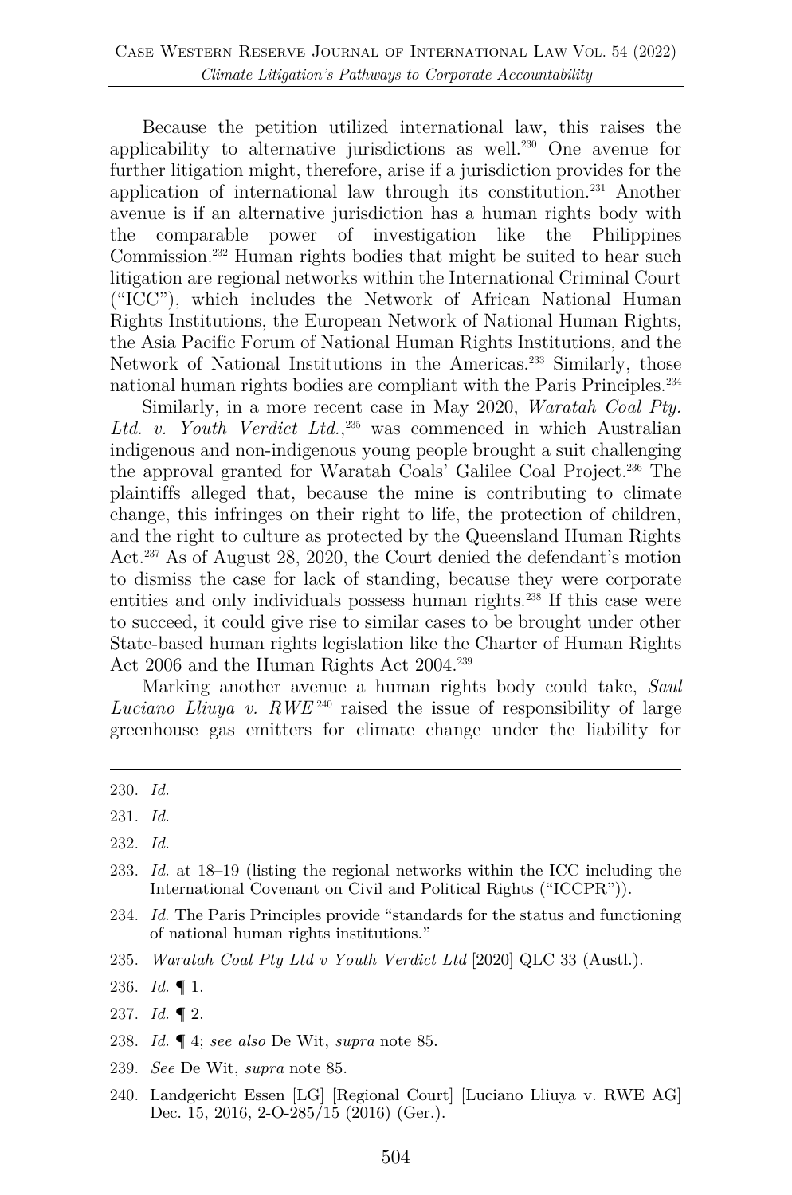Because the petition utilized international law, this raises the applicability to alternative jurisdictions as well.[230] One avenue for further litigation might, therefore, arise if a jurisdiction provides for the application of international law through its constitution.[231] Another avenue is if an alternative jurisdiction has a human rights body with the comparable power of investigation like the Philippines Commission.[232] Human rights bodies that might be suited to hear such litigation are regional networks within the International Criminal Court ("ICC"), which includes the Network of African National Human Rights Institutions, the European Network of National Human Rights, the Asia Pacific Forum of National Human Rights Institutions, and the Network of National Institutions in the Americas.[233] Similarly, those national human rights bodies are compliant with the Paris Principles.[234]

Similarly, in a more recent case in May 2020, *Waratah Coal Pty. Ltd. v. Youth Verdict Ltd.*,[235] was commenced in which Australian indigenous and non-indigenous young people brought a suit challenging the approval granted for Waratah Coals' Galilee Coal Project.[236] The plaintiffs alleged that, because the mine is contributing to climate change, this infringes on their right to life, the protection of children, and the right to culture as protected by the Queensland Human Rights Act.[237] As of August 28, 2020, the Court denied the defendant's motion to dismiss the case for lack of standing, because they were corporate entities and only individuals possess human rights.[238] If this case were to succeed, it could give rise to similar cases to be brought under other State-based human rights legislation like the Charter of Human Rights Act 2006 and the Human Rights Act 2004.[239]

Marking another avenue a human rights body could take, *Saul Luciano Lliuya v. RWE*[240] raised the issue of responsibility of large greenhouse gas emitters for climate change under the liability for

---

230. *Id.*

231. *Id.*

232. *Id.*

233. *Id.* at 18–19 (listing the regional networks within the ICC including the International Covenant on Civil and Political Rights ("ICCPR")).

234. *Id.* The Paris Principles provide "standards for the status and functioning of national human rights institutions."

235. *Waratah Coal Pty Ltd v Youth Verdict Ltd* [2020] QLC 33 (Austl.).

236. *Id.* ¶ 1.

237. *Id.* ¶ 2.

238. *Id.* ¶ 4; *see also* De Wit, *supra* note 85.

239. *See* De Wit, *supra* note 85.

240. Landgericht Essen [LG] [Regional Court] [Luciano Lliuya v. RWE AG] Dec. 15, 2016, 2-O-285/15 (2016) (Ger.).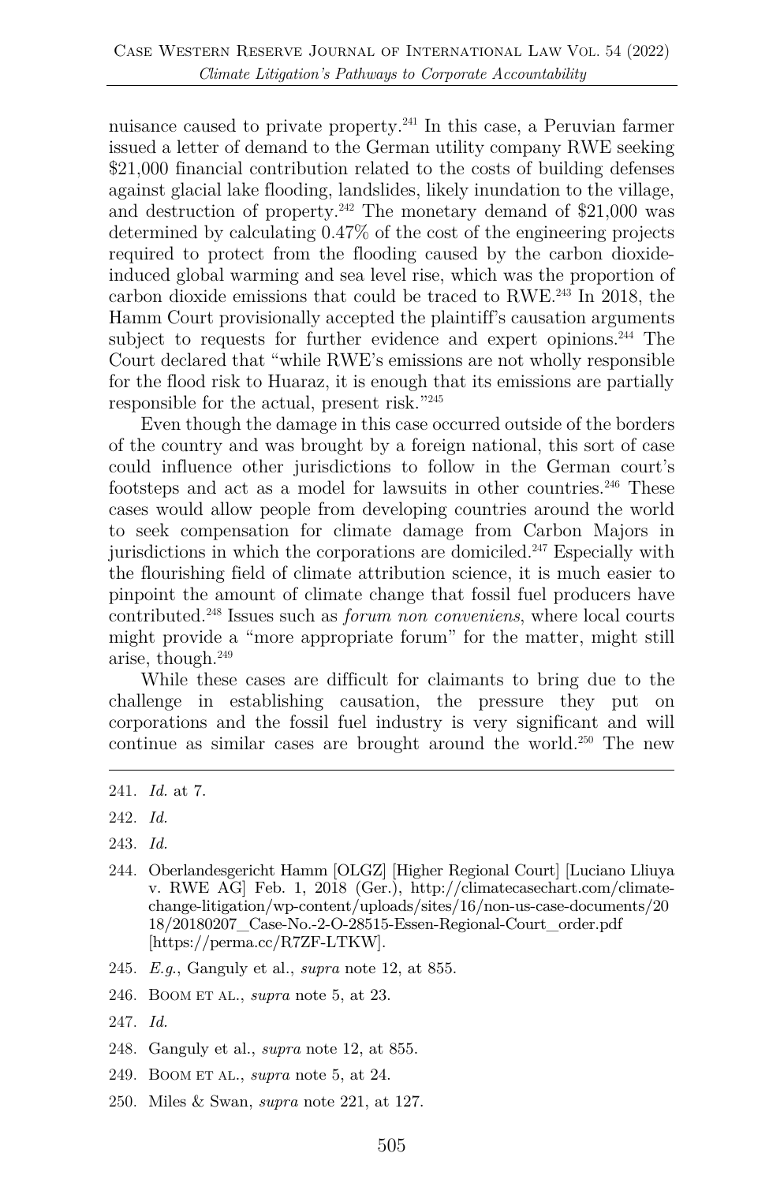nuisance caused to private property.[241] In this case, a Peruvian farmer issued a letter of demand to the German utility company RWE seeking $21,000 financial contribution related to the costs of building defenses against glacial lake flooding, landslides, likely inundation to the village, and destruction of property.[242] The monetary demand of $21,000 was determined by calculating 0.47% of the cost of the engineering projects required to protect from the flooding caused by the carbon dioxide-induced global warming and sea level rise, which was the proportion of carbon dioxide emissions that could be traced to RWE.[243] In 2018, the Hamm Court provisionally accepted the plaintiff's causation arguments subject to requests for further evidence and expert opinions.[244] The Court declared that "while RWE's emissions are not wholly responsible for the flood risk to Huaraz, it is enough that its emissions are partially responsible for the actual, present risk."[245]

Even though the damage in this case occurred outside of the borders of the country and was brought by a foreign national, this sort of case could influence other jurisdictions to follow in the German court's footsteps and act as a model for lawsuits in other countries.[246] These cases would allow people from developing countries around the world to seek compensation for climate damage from Carbon Majors in jurisdictions in which the corporations are domiciled.[247] Especially with the flourishing field of climate attribution science, it is much easier to pinpoint the amount of climate change that fossil fuel producers have contributed.[248] Issues such as *forum non conveniens*, where local courts might provide a "more appropriate forum" for the matter, might still arise, though.[249]

While these cases are difficult for claimants to bring due to the challenge in establishing causation, the pressure they put on corporations and the fossil fuel industry is very significant and will continue as similar cases are brought around the world.[250] The new

---

241. *Id.* at 7.

242. *Id.*

243. *Id.*

244. Oberlandesgericht Hamm [OLGZ] [Higher Regional Court] [Luciano Lliuya v. RWE AG] Feb. 1, 2018 (Ger.), http://climatecasechart.com/climate-change-litigation/wp-content/uploads/sites/16/non-us-case-documents/2018/20180207_Case-No.-2-O-28515-Essen-Regional-Court_order.pdf [https://perma.cc/R7ZF-LTKW].

245. *E.g.*, Ganguly et al., *supra* note 12, at 855.

246. BOOM ET AL., *supra* note 5, at 23.

247. *Id.*

248. Ganguly et al., *supra* note 12, at 855.

249. BOOM ET AL., *supra* note 5, at 24.

250. Miles & Swan, *supra* note 221, at 127.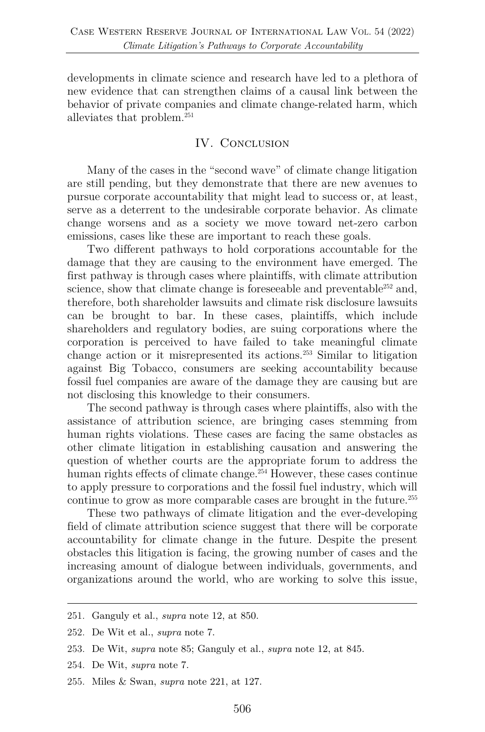developments in climate science and research have led to a plethora of new evidence that can strengthen claims of a causal link between the behavior of private companies and climate change-related harm, which alleviates that problem.[251]

## IV. Conclusion

Many of the cases in the "second wave" of climate change litigation are still pending, but they demonstrate that there are new avenues to pursue corporate accountability that might lead to success or, at least, serve as a deterrent to the undesirable corporate behavior. As climate change worsens and as a society we move toward net-zero carbon emissions, cases like these are important to reach these goals.

Two different pathways to hold corporations accountable for the damage that they are causing to the environment have emerged. The first pathway is through cases where plaintiffs, with climate attribution science, show that climate change is foreseeable and preventable[252] and, therefore, both shareholder lawsuits and climate risk disclosure lawsuits can be brought to bar. In these cases, plaintiffs, which include shareholders and regulatory bodies, are suing corporations where the corporation is perceived to have failed to take meaningful climate change action or it misrepresented its actions.[253] Similar to litigation against Big Tobacco, consumers are seeking accountability because fossil fuel companies are aware of the damage they are causing but are not disclosing this knowledge to their consumers.

The second pathway is through cases where plaintiffs, also with the assistance of attribution science, are bringing cases stemming from human rights violations. These cases are facing the same obstacles as other climate litigation in establishing causation and answering the question of whether courts are the appropriate forum to address the human rights effects of climate change.[254] However, these cases continue to apply pressure to corporations and the fossil fuel industry, which will continue to grow as more comparable cases are brought in the future.[255]

These two pathways of climate litigation and the ever-developing field of climate attribution science suggest that there will be corporate accountability for climate change in the future. Despite the present obstacles this litigation is facing, the growing number of cases and the increasing amount of dialogue between individuals, governments, and organizations around the world, who are working to solve this issue,

251. Ganguly et al., *supra* note 12, at 850.

252. De Wit et al., *supra* note 7.

253. De Wit, *supra* note 85; Ganguly et al., *supra* note 12, at 845.

254. De Wit, *supra* note 7.

255. Miles & Swan, *supra* note 221, at 127.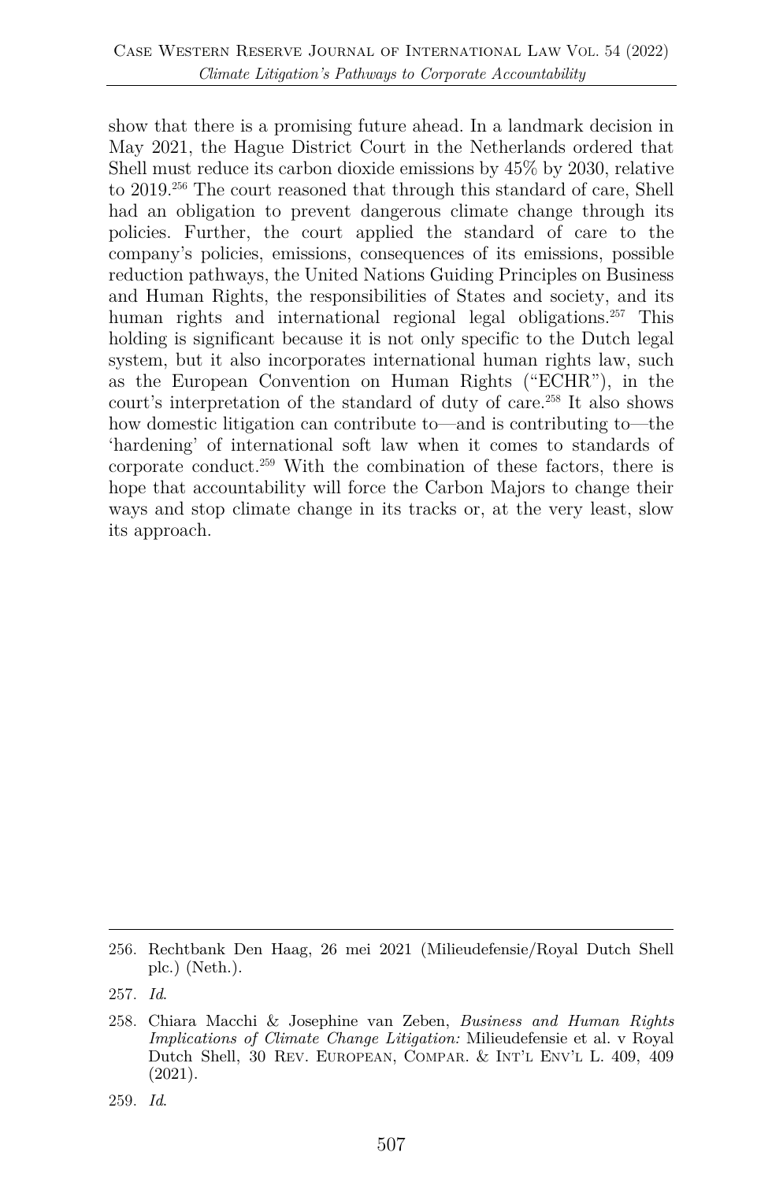show that there is a promising future ahead. In a landmark decision in May 2021, the Hague District Court in the Netherlands ordered that Shell must reduce its carbon dioxide emissions by 45% by 2030, relative to 2019.[256] The court reasoned that through this standard of care, Shell had an obligation to prevent dangerous climate change through its policies. Further, the court applied the standard of care to the company's policies, emissions, consequences of its emissions, possible reduction pathways, the United Nations Guiding Principles on Business and Human Rights, the responsibilities of States and society, and its human rights and international regional legal obligations.[257] This holding is significant because it is not only specific to the Dutch legal system, but it also incorporates international human rights law, such as the European Convention on Human Rights ("ECHR"), in the court's interpretation of the standard of duty of care.[258] It also shows how domestic litigation can contribute to—and is contributing to—the 'hardening' of international soft law when it comes to standards of corporate conduct.[259] With the combination of these factors, there is hope that accountability will force the Carbon Majors to change their ways and stop climate change in its tracks or, at the very least, slow its approach.

---

256. Rechtbank Den Haag, 26 mei 2021 (Milieudefensie/Royal Dutch Shell plc.) (Neth.).

257. *Id*.

258. Chiara Macchi & Josephine van Zeben, *Business and Human Rights Implications of Climate Change Litigation:* Milieudefensie et al. v Royal Dutch Shell, 30 REV. EUROPEAN, COMPAR. & INT'L ENV'L L. 409, 409 (2021).

259. *Id*.